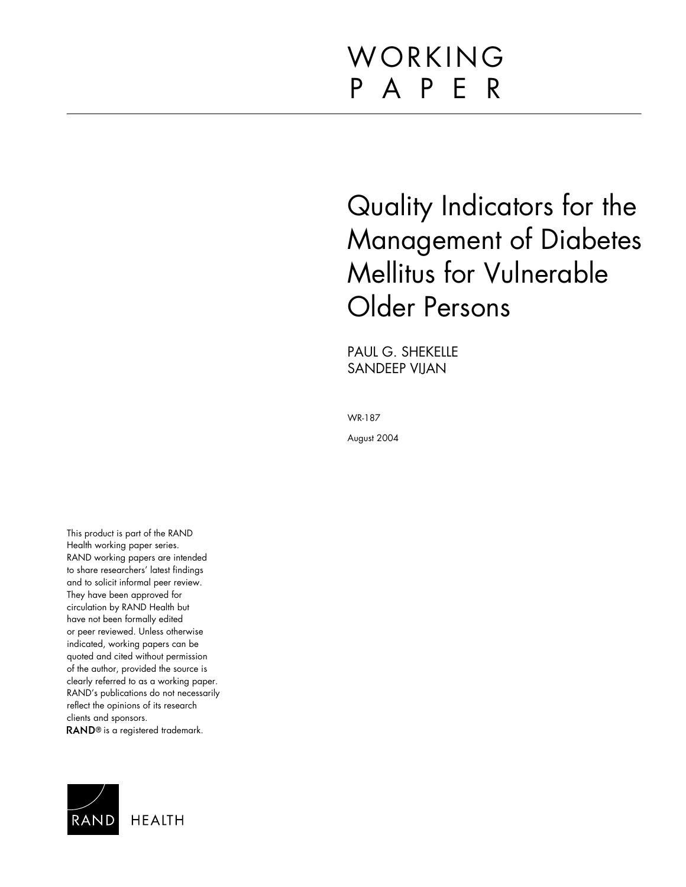# WORKING PAPER

# Quality Indicators for the Management of Diabetes Mellitus for Vulnerable Older Persons

PAUL G. SHEKELLE
SANDEEP VIJAN

WR-187

August 2004

This product is part of the RAND Health working paper series. RAND working papers are intended to share researchers' latest findings and to solicit informal peer review. They have been approved for circulation by RAND Health but have not been formally edited or peer reviewed. Unless otherwise indicated, working papers can be quoted and cited without permission of the author, provided the source is clearly referred to as a working paper. RAND's publications do not necessarily reflect the opinions of its research clients and sponsors. RAND® is a registered trademark.

RAND HEALTH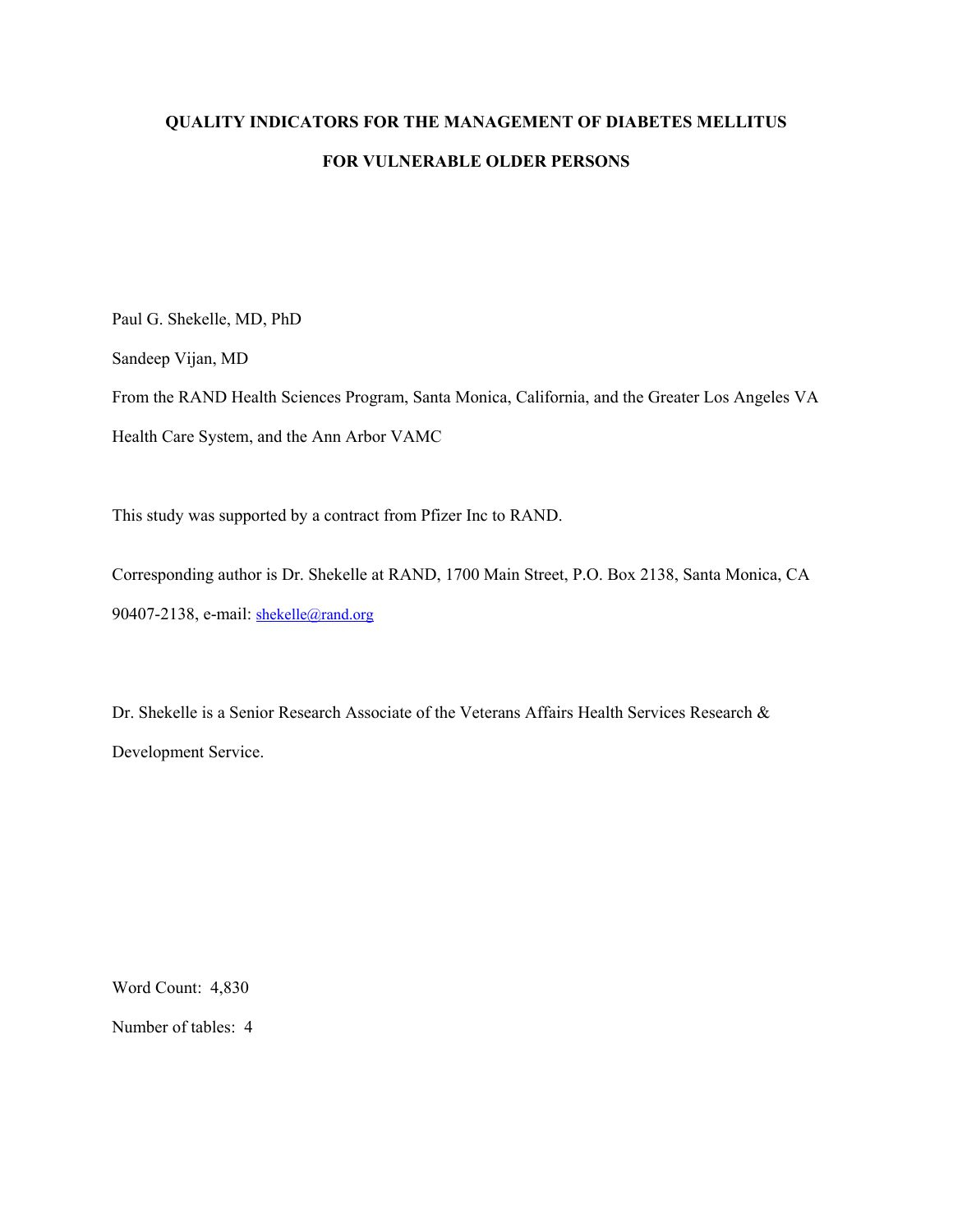# QUALITY INDICATORS FOR THE MANAGEMENT OF DIABETES MELLITUS FOR VULNERABLE OLDER PERSONS

Paul G. Shekelle, MD, PhD

Sandeep Vijan, MD

From the RAND Health Sciences Program, Santa Monica, California, and the Greater Los Angeles VA Health Care System, and the Ann Arbor VAMC

This study was supported by a contract from Pfizer Inc to RAND.

Corresponding author is Dr. Shekelle at RAND, 1700 Main Street, P.O. Box 2138, Santa Monica, CA 90407-2138, e-mail: shekelle@rand.org

Dr. Shekelle is a Senior Research Associate of the Veterans Affairs Health Services Research & Development Service.

Word Count: 4,830

Number of tables: 4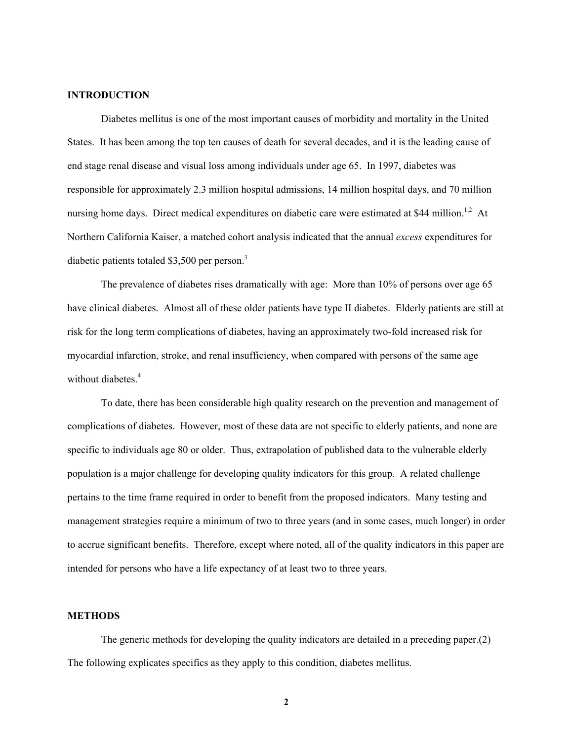## INTRODUCTION

Diabetes mellitus is one of the most important causes of morbidity and mortality in the United States. It has been among the top ten causes of death for several decades, and it is the leading cause of end stage renal disease and visual loss among individuals under age 65. In 1997, diabetes was responsible for approximately 2.3 million hospital admissions, 14 million hospital days, and 70 million nursing home days. Direct medical expenditures on diabetic care were estimated at $44 million.[1,2] At Northern California Kaiser, a matched cohort analysis indicated that the annual *excess* expenditures for diabetic patients totaled $3,500 per person.[3]

The prevalence of diabetes rises dramatically with age: More than 10% of persons over age 65 have clinical diabetes. Almost all of these older patients have type II diabetes. Elderly patients are still at risk for the long term complications of diabetes, having an approximately two-fold increased risk for myocardial infarction, stroke, and renal insufficiency, when compared with persons of the same age without diabetes.[4]

To date, there has been considerable high quality research on the prevention and management of complications of diabetes. However, most of these data are not specific to elderly patients, and none are specific to individuals age 80 or older. Thus, extrapolation of published data to the vulnerable elderly population is a major challenge for developing quality indicators for this group. A related challenge pertains to the time frame required in order to benefit from the proposed indicators. Many testing and management strategies require a minimum of two to three years (and in some cases, much longer) in order to accrue significant benefits. Therefore, except where noted, all of the quality indicators in this paper are intended for persons who have a life expectancy of at least two to three years.

## METHODS

The generic methods for developing the quality indicators are detailed in a preceding paper.(2) The following explicates specifics as they apply to this condition, diabetes mellitus.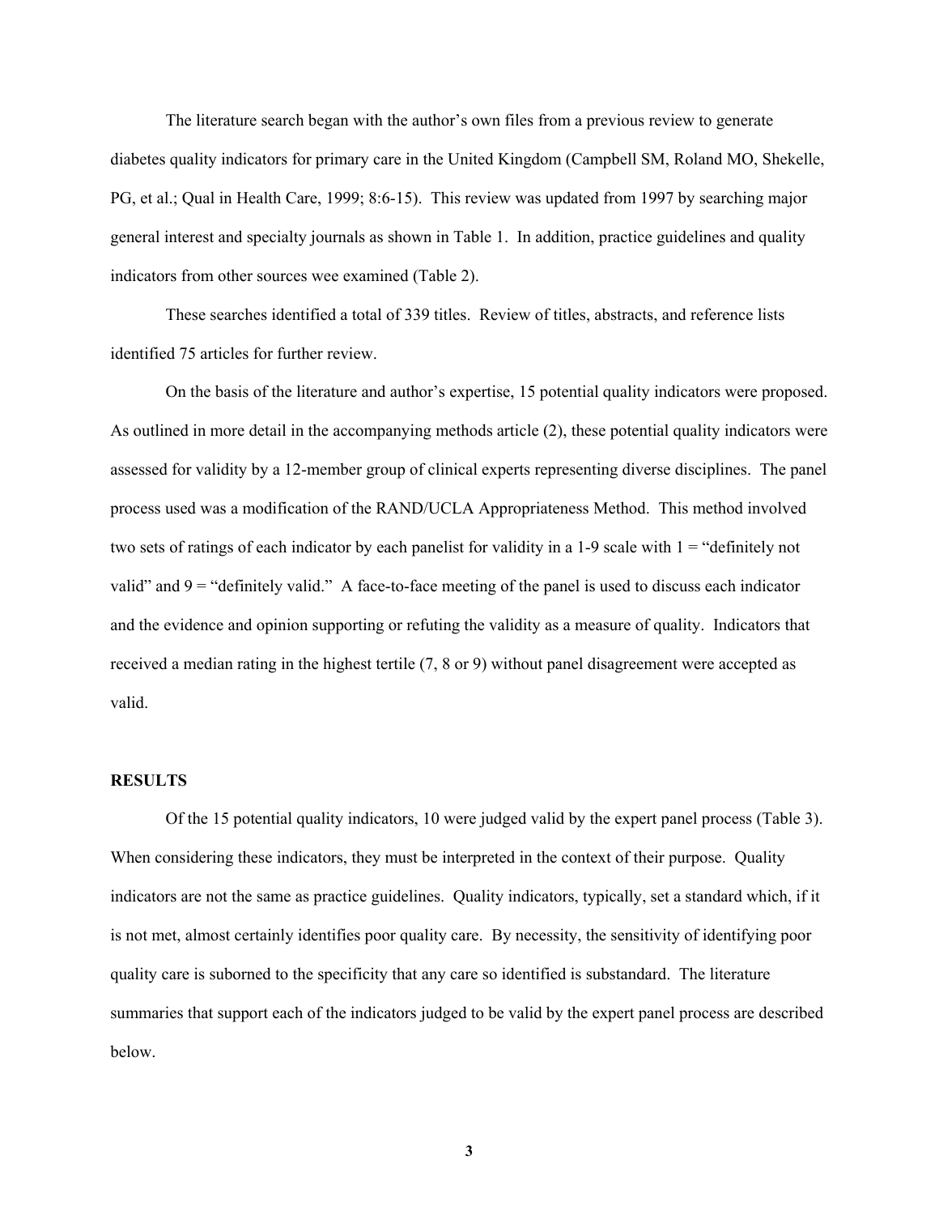The literature search began with the author's own files from a previous review to generate diabetes quality indicators for primary care in the United Kingdom (Campbell SM, Roland MO, Shekelle, PG, et al.; Qual in Health Care, 1999; 8:6-15). This review was updated from 1997 by searching major general interest and specialty journals as shown in Table 1. In addition, practice guidelines and quality indicators from other sources wee examined (Table 2).

These searches identified a total of 339 titles. Review of titles, abstracts, and reference lists identified 75 articles for further review.

On the basis of the literature and author's expertise, 15 potential quality indicators were proposed. As outlined in more detail in the accompanying methods article (2), these potential quality indicators were assessed for validity by a 12-member group of clinical experts representing diverse disciplines. The panel process used was a modification of the RAND/UCLA Appropriateness Method. This method involved two sets of ratings of each indicator by each panelist for validity in a 1-9 scale with 1 = "definitely not valid" and 9 = "definitely valid." A face-to-face meeting of the panel is used to discuss each indicator and the evidence and opinion supporting or refuting the validity as a measure of quality. Indicators that received a median rating in the highest tertile (7, 8 or 9) without panel disagreement were accepted as valid.

## RESULTS

Of the 15 potential quality indicators, 10 were judged valid by the expert panel process (Table 3). When considering these indicators, they must be interpreted in the context of their purpose. Quality indicators are not the same as practice guidelines. Quality indicators, typically, set a standard which, if it is not met, almost certainly identifies poor quality care. By necessity, the sensitivity of identifying poor quality care is suborned to the specificity that any care so identified is substandard. The literature summaries that support each of the indicators judged to be valid by the expert panel process are described below.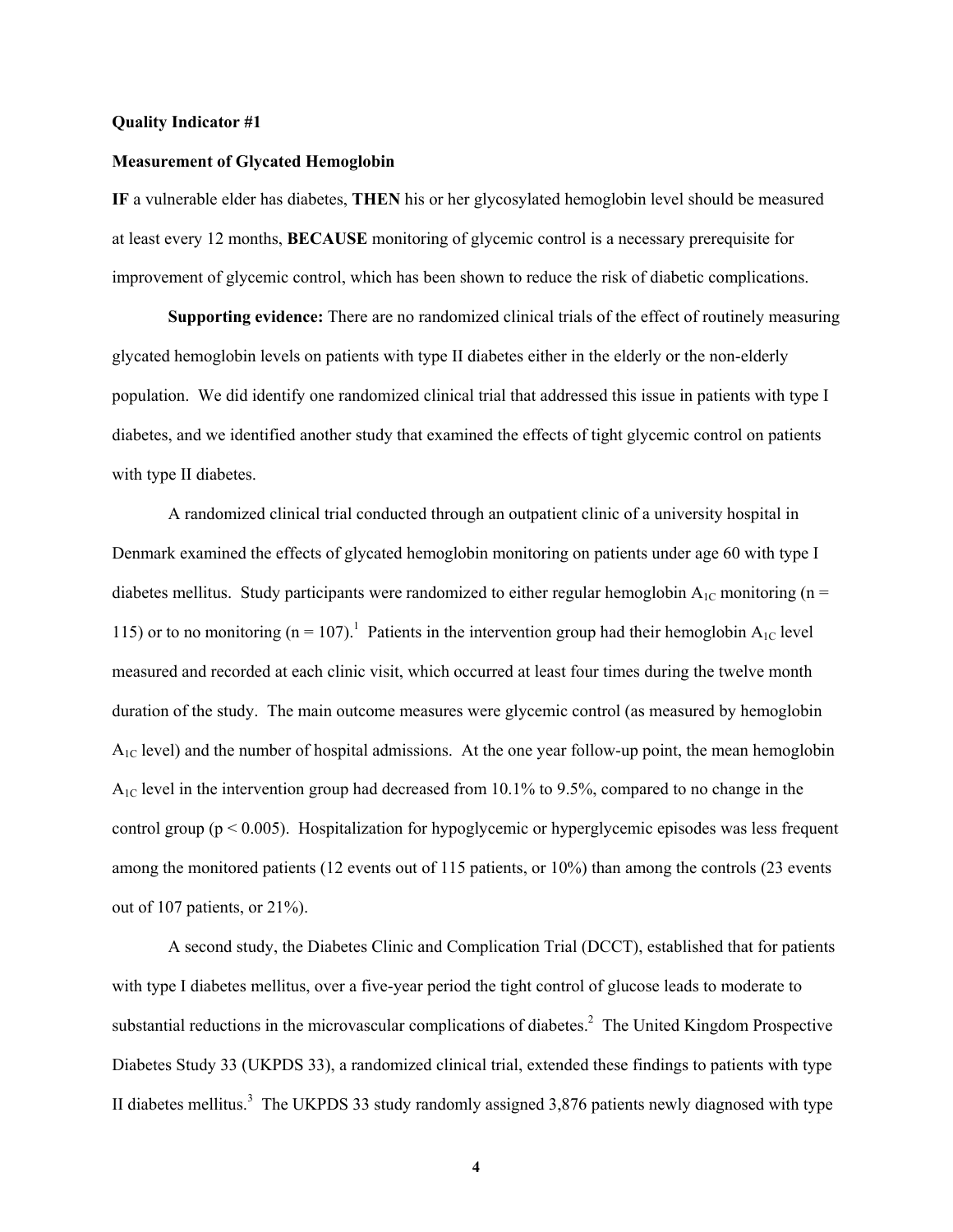**Quality Indicator #1**

**Measurement of Glycated Hemoglobin**

**IF** a vulnerable elder has diabetes, **THEN** his or her glycosylated hemoglobin level should be measured at least every 12 months, **BECAUSE** monitoring of glycemic control is a necessary prerequisite for improvement of glycemic control, which has been shown to reduce the risk of diabetic complications.

**Supporting evidence:** There are no randomized clinical trials of the effect of routinely measuring glycated hemoglobin levels on patients with type II diabetes either in the elderly or the non-elderly population. We did identify one randomized clinical trial that addressed this issue in patients with type I diabetes, and we identified another study that examined the effects of tight glycemic control on patients with type II diabetes.

A randomized clinical trial conducted through an outpatient clinic of a university hospital in Denmark examined the effects of glycated hemoglobin monitoring on patients under age 60 with type I diabetes mellitus. Study participants were randomized to either regular hemoglobin $A_{1C}$ monitoring ($n = 115$) or to no monitoring ($n = 107$).[1] Patients in the intervention group had their hemoglobin $A_{1C}$ level measured and recorded at each clinic visit, which occurred at least four times during the twelve month duration of the study. The main outcome measures were glycemic control (as measured by hemoglobin $A_{1C}$ level) and the number of hospital admissions. At the one year follow-up point, the mean hemoglobin $A_{1C}$ level in the intervention group had decreased from 10.1% to 9.5%, compared to no change in the control group ($p < 0.005$). Hospitalization for hypoglycemic or hyperglycemic episodes was less frequent among the monitored patients (12 events out of 115 patients, or 10%) than among the controls (23 events out of 107 patients, or 21%).

A second study, the Diabetes Clinic and Complication Trial (DCCT), established that for patients with type I diabetes mellitus, over a five-year period the tight control of glucose leads to moderate to substantial reductions in the microvascular complications of diabetes.[2] The United Kingdom Prospective Diabetes Study 33 (UKPDS 33), a randomized clinical trial, extended these findings to patients with type II diabetes mellitus.[3] The UKPDS 33 study randomly assigned 3,876 patients newly diagnosed with type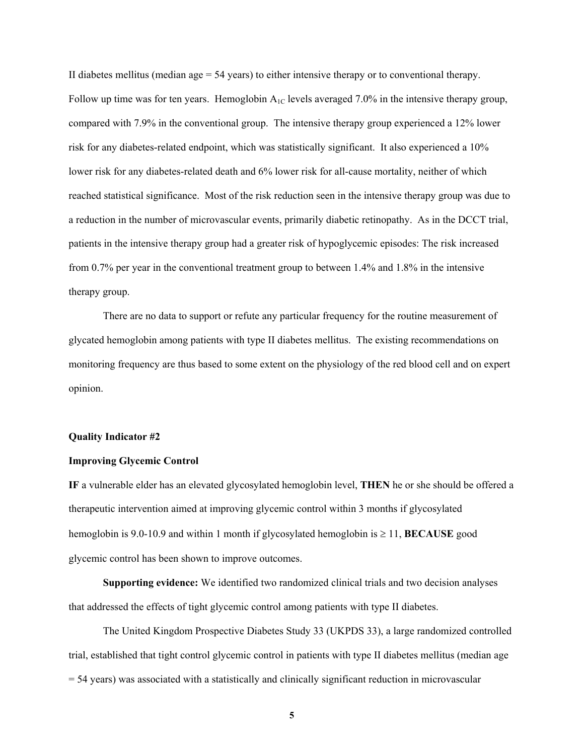II diabetes mellitus (median age = 54 years) to either intensive therapy or to conventional therapy. Follow up time was for ten years. Hemoglobin $A_{1C}$ levels averaged 7.0% in the intensive therapy group, compared with 7.9% in the conventional group. The intensive therapy group experienced a 12% lower risk for any diabetes-related endpoint, which was statistically significant. It also experienced a 10% lower risk for any diabetes-related death and 6% lower risk for all-cause mortality, neither of which reached statistical significance. Most of the risk reduction seen in the intensive therapy group was due to a reduction in the number of microvascular events, primarily diabetic retinopathy. As in the DCCT trial, patients in the intensive therapy group had a greater risk of hypoglycemic episodes: The risk increased from 0.7% per year in the conventional treatment group to between 1.4% and 1.8% in the intensive therapy group.

There are no data to support or refute any particular frequency for the routine measurement of glycated hemoglobin among patients with type II diabetes mellitus. The existing recommendations on monitoring frequency are thus based to some extent on the physiology of the red blood cell and on expert opinion.

**Quality Indicator #2**

**Improving Glycemic Control**

**IF** a vulnerable elder has an elevated glycosylated hemoglobin level, **THEN** he or she should be offered a therapeutic intervention aimed at improving glycemic control within 3 months if glycosylated hemoglobin is 9.0-10.9 and within 1 month if glycosylated hemoglobin is ≥ 11, **BECAUSE** good glycemic control has been shown to improve outcomes.

**Supporting evidence:** We identified two randomized clinical trials and two decision analyses that addressed the effects of tight glycemic control among patients with type II diabetes.

The United Kingdom Prospective Diabetes Study 33 (UKPDS 33), a large randomized controlled trial, established that tight control glycemic control in patients with type II diabetes mellitus (median age = 54 years) was associated with a statistically and clinically significant reduction in microvascular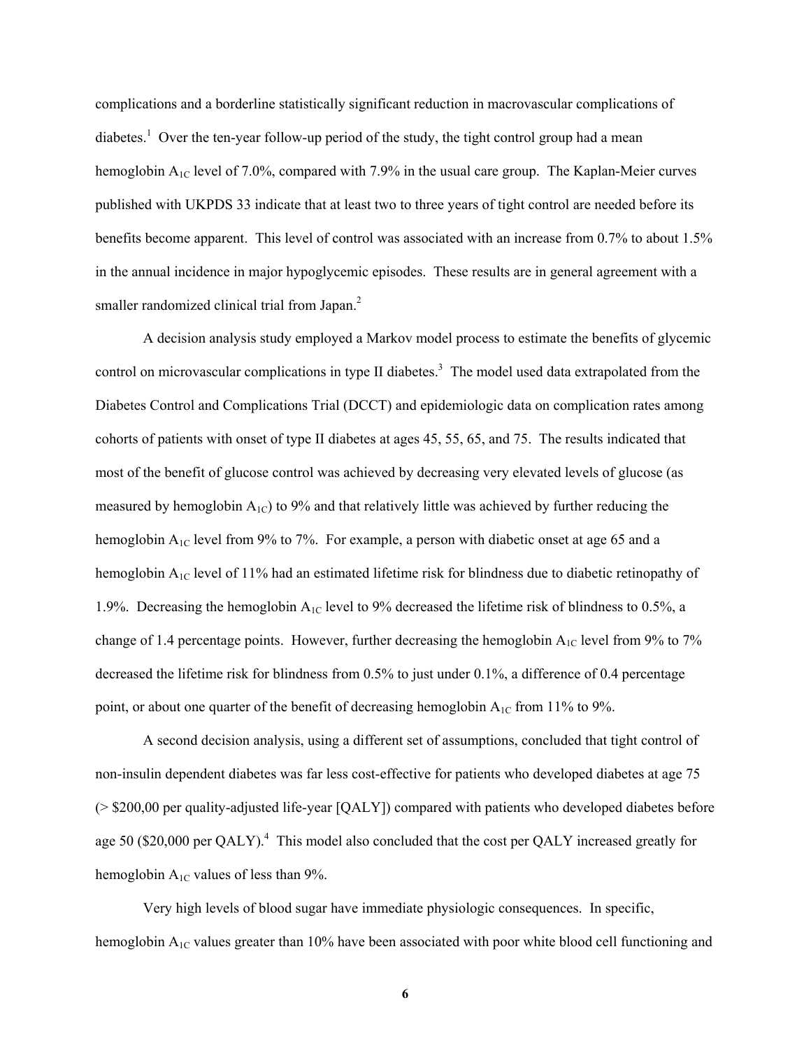complications and a borderline statistically significant reduction in macrovascular complications of diabetes.[1] Over the ten-year follow-up period of the study, the tight control group had a mean hemoglobin $A_{1C}$ level of 7.0%, compared with 7.9% in the usual care group. The Kaplan-Meier curves published with UKPDS 33 indicate that at least two to three years of tight control are needed before its benefits become apparent. This level of control was associated with an increase from 0.7% to about 1.5% in the annual incidence in major hypoglycemic episodes. These results are in general agreement with a smaller randomized clinical trial from Japan.[2]

A decision analysis study employed a Markov model process to estimate the benefits of glycemic control on microvascular complications in type II diabetes.[3] The model used data extrapolated from the Diabetes Control and Complications Trial (DCCT) and epidemiologic data on complication rates among cohorts of patients with onset of type II diabetes at ages 45, 55, 65, and 75. The results indicated that most of the benefit of glucose control was achieved by decreasing very elevated levels of glucose (as measured by hemoglobin $A_{1C}$) to 9% and that relatively little was achieved by further reducing the hemoglobin $A_{1C}$ level from 9% to 7%. For example, a person with diabetic onset at age 65 and a hemoglobin $A_{1C}$ level of 11% had an estimated lifetime risk for blindness due to diabetic retinopathy of 1.9%. Decreasing the hemoglobin $A_{1C}$ level to 9% decreased the lifetime risk of blindness to 0.5%, a change of 1.4 percentage points. However, further decreasing the hemoglobin $A_{1C}$ level from 9% to 7% decreased the lifetime risk for blindness from 0.5% to just under 0.1%, a difference of 0.4 percentage point, or about one quarter of the benefit of decreasing hemoglobin $A_{1C}$ from 11% to 9%.

A second decision analysis, using a different set of assumptions, concluded that tight control of non-insulin dependent diabetes was far less cost-effective for patients who developed diabetes at age 75 (> $200,00 per quality-adjusted life-year [QALY]) compared with patients who developed diabetes before age 50 ($20,000 per QALY).[4] This model also concluded that the cost per QALY increased greatly for hemoglobin $A_{1C}$ values of less than 9%.

Very high levels of blood sugar have immediate physiologic consequences. In specific, hemoglobin $A_{1C}$ values greater than 10% have been associated with poor white blood cell functioning and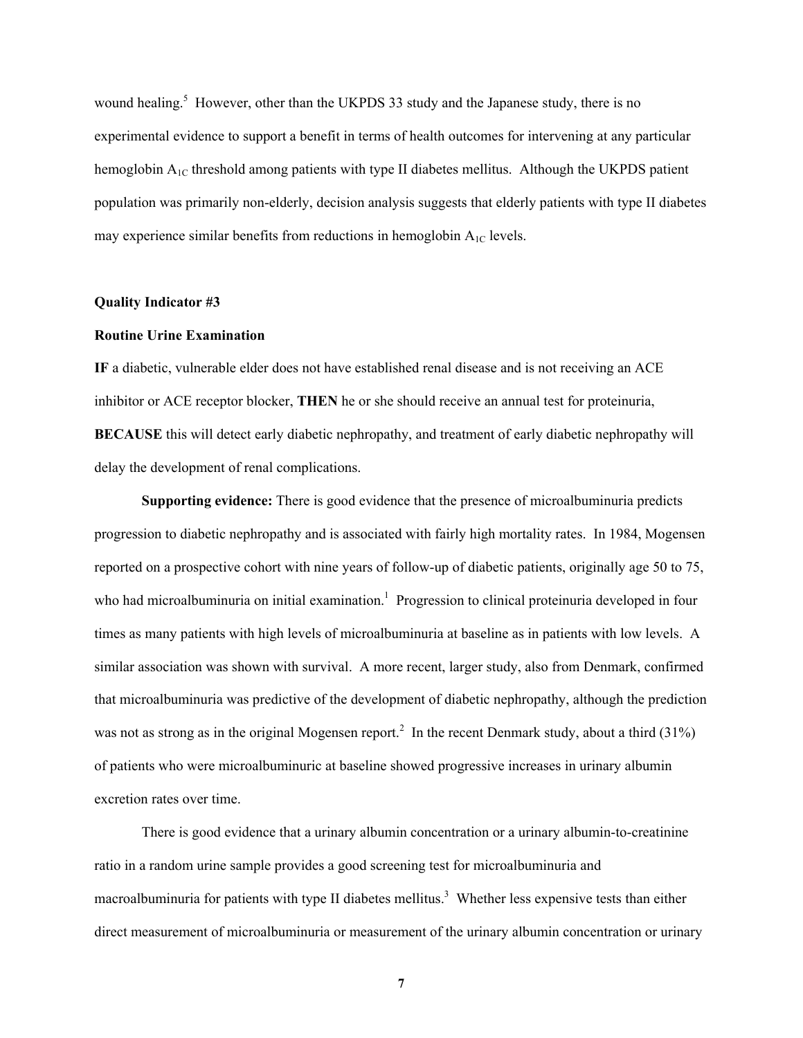wound healing.[5] However, other than the UKPDS 33 study and the Japanese study, there is no experimental evidence to support a benefit in terms of health outcomes for intervening at any particular hemoglobin $A_{1C}$ threshold among patients with type II diabetes mellitus. Although the UKPDS patient population was primarily non-elderly, decision analysis suggests that elderly patients with type II diabetes may experience similar benefits from reductions in hemoglobin $A_{1C}$ levels.

**Quality Indicator #3**

**Routine Urine Examination**

**IF** a diabetic, vulnerable elder does not have established renal disease and is not receiving an ACE inhibitor or ACE receptor blocker, **THEN** he or she should receive an annual test for proteinuria, **BECAUSE** this will detect early diabetic nephropathy, and treatment of early diabetic nephropathy will delay the development of renal complications.

**Supporting evidence:** There is good evidence that the presence of microalbuminuria predicts progression to diabetic nephropathy and is associated with fairly high mortality rates. In 1984, Mogensen reported on a prospective cohort with nine years of follow-up of diabetic patients, originally age 50 to 75, who had microalbuminuria on initial examination.[1] Progression to clinical proteinuria developed in four times as many patients with high levels of microalbuminuria at baseline as in patients with low levels. A similar association was shown with survival. A more recent, larger study, also from Denmark, confirmed that microalbuminuria was predictive of the development of diabetic nephropathy, although the prediction was not as strong as in the original Mogensen report.[2] In the recent Denmark study, about a third (31%) of patients who were microalbuminuric at baseline showed progressive increases in urinary albumin excretion rates over time.

There is good evidence that a urinary albumin concentration or a urinary albumin-to-creatinine ratio in a random urine sample provides a good screening test for microalbuminuria and macroalbuminuria for patients with type II diabetes mellitus.[3] Whether less expensive tests than either direct measurement of microalbuminuria or measurement of the urinary albumin concentration or urinary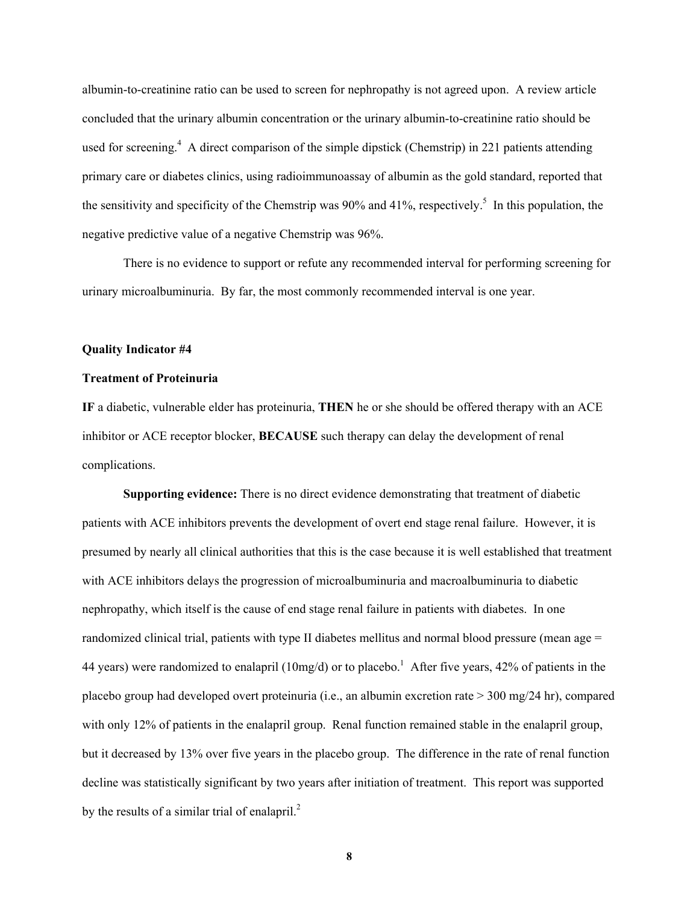albumin-to-creatinine ratio can be used to screen for nephropathy is not agreed upon. A review article concluded that the urinary albumin concentration or the urinary albumin-to-creatinine ratio should be used for screening.[4] A direct comparison of the simple dipstick (Chemstrip) in 221 patients attending primary care or diabetes clinics, using radioimmunoassay of albumin as the gold standard, reported that the sensitivity and specificity of the Chemstrip was 90% and 41%, respectively.[5] In this population, the negative predictive value of a negative Chemstrip was 96%.

There is no evidence to support or refute any recommended interval for performing screening for urinary microalbuminuria. By far, the most commonly recommended interval is one year.

**Quality Indicator #4**

**Treatment of Proteinuria**

**IF** a diabetic, vulnerable elder has proteinuria, **THEN** he or she should be offered therapy with an ACE inhibitor or ACE receptor blocker, **BECAUSE** such therapy can delay the development of renal complications.

**Supporting evidence:** There is no direct evidence demonstrating that treatment of diabetic patients with ACE inhibitors prevents the development of overt end stage renal failure. However, it is presumed by nearly all clinical authorities that this is the case because it is well established that treatment with ACE inhibitors delays the progression of microalbuminuria and macroalbuminuria to diabetic nephropathy, which itself is the cause of end stage renal failure in patients with diabetes. In one randomized clinical trial, patients with type II diabetes mellitus and normal blood pressure (mean age = 44 years) were randomized to enalapril (10mg/d) or to placebo.[1] After five years, 42% of patients in the placebo group had developed overt proteinuria (i.e., an albumin excretion rate > 300 mg/24 hr), compared with only 12% of patients in the enalapril group. Renal function remained stable in the enalapril group, but it decreased by 13% over five years in the placebo group. The difference in the rate of renal function decline was statistically significant by two years after initiation of treatment. This report was supported by the results of a similar trial of enalapril.[2]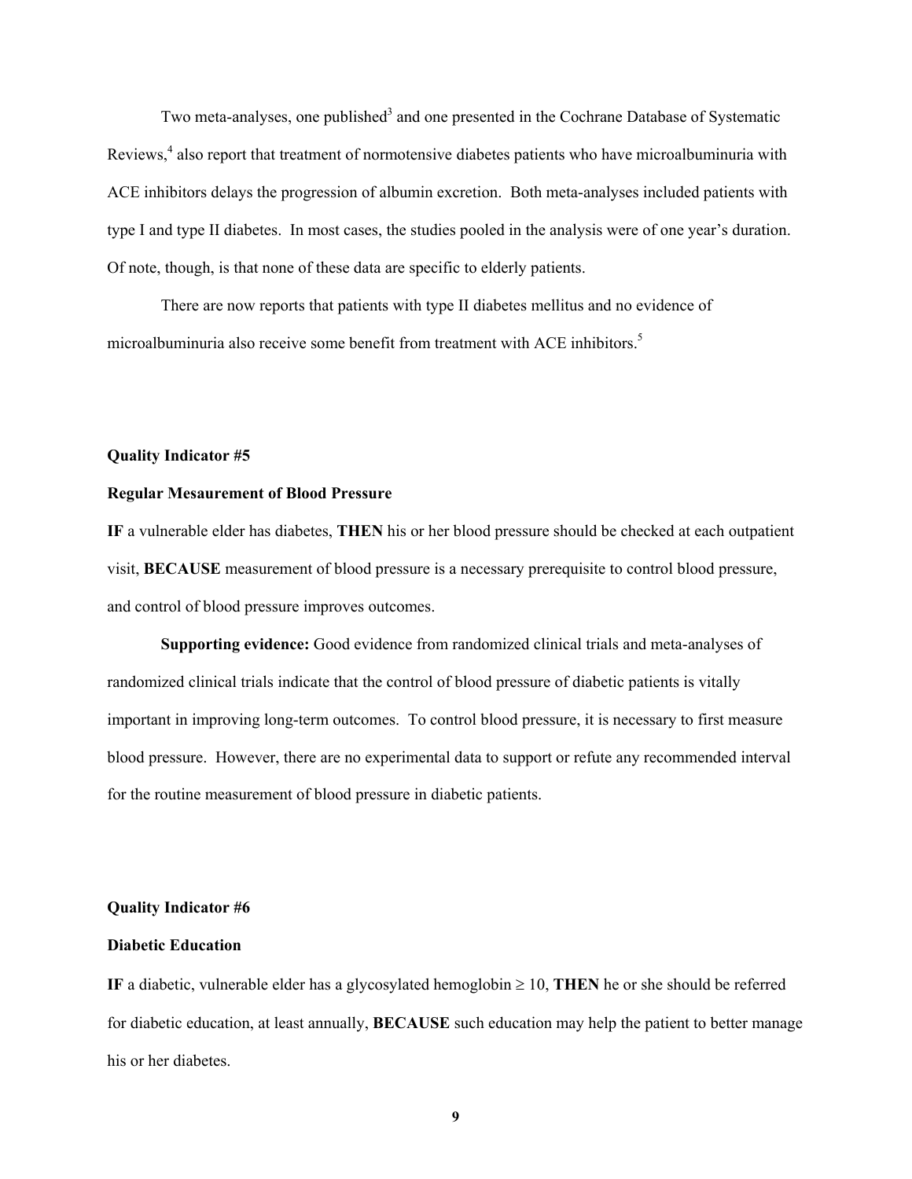Two meta-analyses, one published[3] and one presented in the Cochrane Database of Systematic Reviews,[4] also report that treatment of normotensive diabetes patients who have microalbuminuria with ACE inhibitors delays the progression of albumin excretion. Both meta-analyses included patients with type I and type II diabetes. In most cases, the studies pooled in the analysis were of one year's duration. Of note, though, is that none of these data are specific to elderly patients.

There are now reports that patients with type II diabetes mellitus and no evidence of microalbuminuria also receive some benefit from treatment with ACE inhibitors.[5]

**Quality Indicator #5**

**Regular Mesaurement of Blood Pressure**

**IF** a vulnerable elder has diabetes, **THEN** his or her blood pressure should be checked at each outpatient visit, **BECAUSE** measurement of blood pressure is a necessary prerequisite to control blood pressure, and control of blood pressure improves outcomes.

**Supporting evidence:** Good evidence from randomized clinical trials and meta-analyses of randomized clinical trials indicate that the control of blood pressure of diabetic patients is vitally important in improving long-term outcomes. To control blood pressure, it is necessary to first measure blood pressure. However, there are no experimental data to support or refute any recommended interval for the routine measurement of blood pressure in diabetic patients.

**Quality Indicator #6**

**Diabetic Education**

**IF** a diabetic, vulnerable elder has a glycosylated hemoglobin $\geq 10$, **THEN** he or she should be referred for diabetic education, at least annually, **BECAUSE** such education may help the patient to better manage his or her diabetes.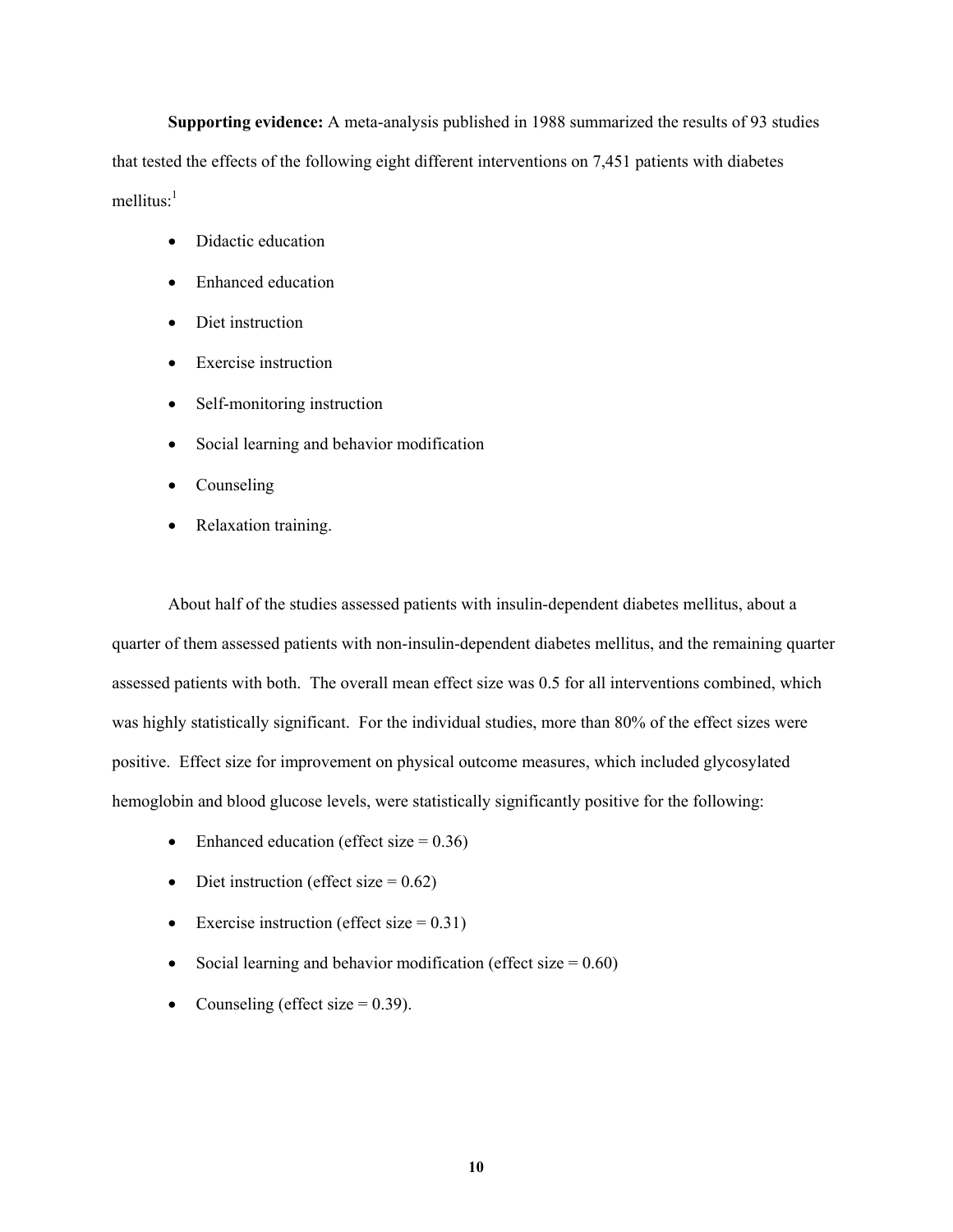**Supporting evidence:** A meta-analysis published in 1988 summarized the results of 93 studies that tested the effects of the following eight different interventions on 7,451 patients with diabetes mellitus:[1]

- Didactic education
- Enhanced education
- Diet instruction
- Exercise instruction
- Self-monitoring instruction
- Social learning and behavior modification
- Counseling
- Relaxation training.

About half of the studies assessed patients with insulin-dependent diabetes mellitus, about a quarter of them assessed patients with non-insulin-dependent diabetes mellitus, and the remaining quarter assessed patients with both. The overall mean effect size was 0.5 for all interventions combined, which was highly statistically significant. For the individual studies, more than 80% of the effect sizes were positive. Effect size for improvement on physical outcome measures, which included glycosylated hemoglobin and blood glucose levels, were statistically significantly positive for the following:

- Enhanced education (effect size = 0.36)
- Diet instruction (effect size = 0.62)
- Exercise instruction (effect size = 0.31)
- Social learning and behavior modification (effect size = 0.60)
- Counseling (effect size = 0.39).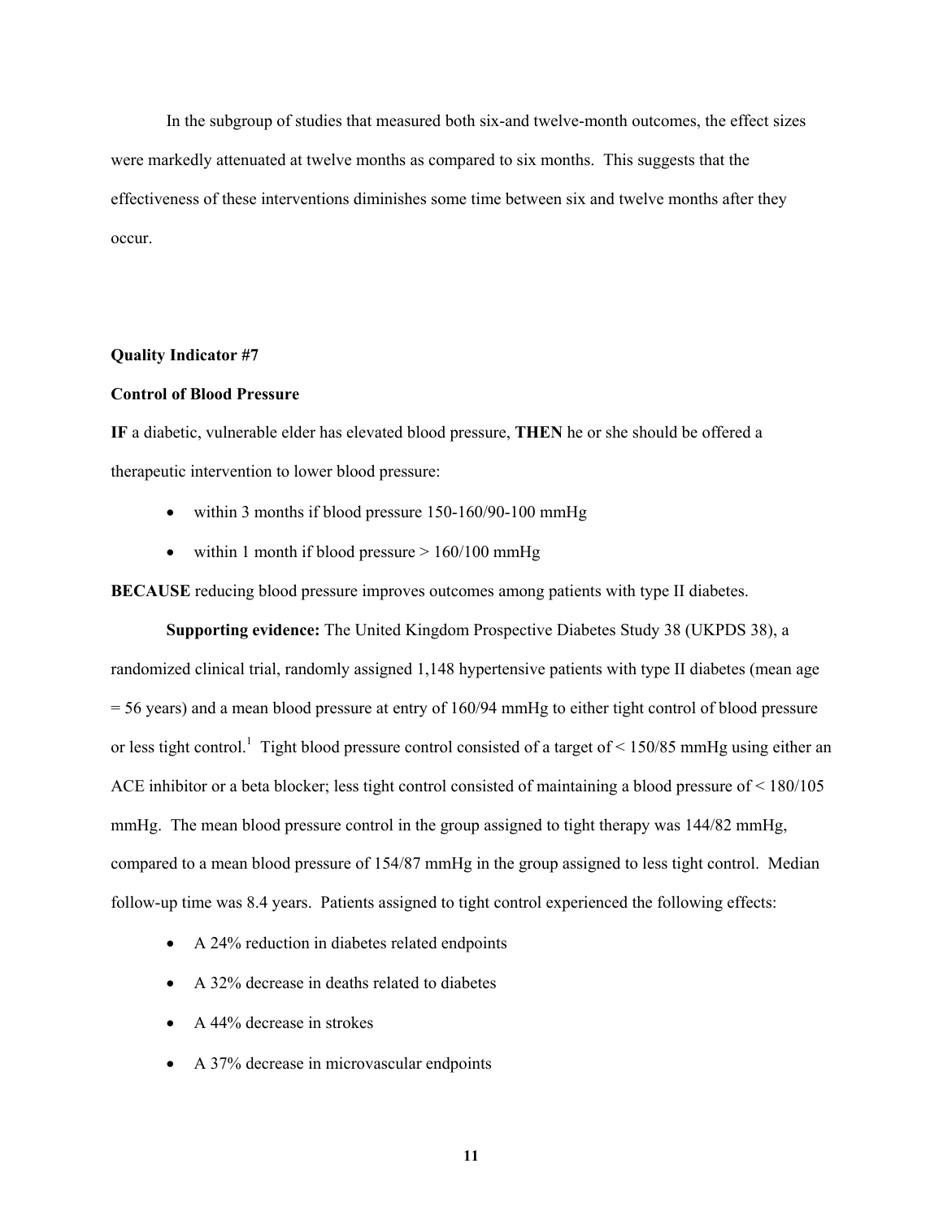In the subgroup of studies that measured both six-and twelve-month outcomes, the effect sizes were markedly attenuated at twelve months as compared to six months. This suggests that the effectiveness of these interventions diminishes some time between six and twelve months after they occur.

**Quality Indicator #7**

**Control of Blood Pressure**

**IF** a diabetic, vulnerable elder has elevated blood pressure, **THEN** he or she should be offered a therapeutic intervention to lower blood pressure:

- within 3 months if blood pressure 150-160/90-100 mmHg
- within 1 month if blood pressure > 160/100 mmHg

**BECAUSE** reducing blood pressure improves outcomes among patients with type II diabetes.

**Supporting evidence:** The United Kingdom Prospective Diabetes Study 38 (UKPDS 38), a randomized clinical trial, randomly assigned 1,148 hypertensive patients with type II diabetes (mean age = 56 years) and a mean blood pressure at entry of 160/94 mmHg to either tight control of blood pressure or less tight control.[1] Tight blood pressure control consisted of a target of < 150/85 mmHg using either an ACE inhibitor or a beta blocker; less tight control consisted of maintaining a blood pressure of < 180/105 mmHg. The mean blood pressure control in the group assigned to tight therapy was 144/82 mmHg, compared to a mean blood pressure of 154/87 mmHg in the group assigned to less tight control. Median follow-up time was 8.4 years. Patients assigned to tight control experienced the following effects:

- A 24% reduction in diabetes related endpoints
- A 32% decrease in deaths related to diabetes
- A 44% decrease in strokes
- A 37% decrease in microvascular endpoints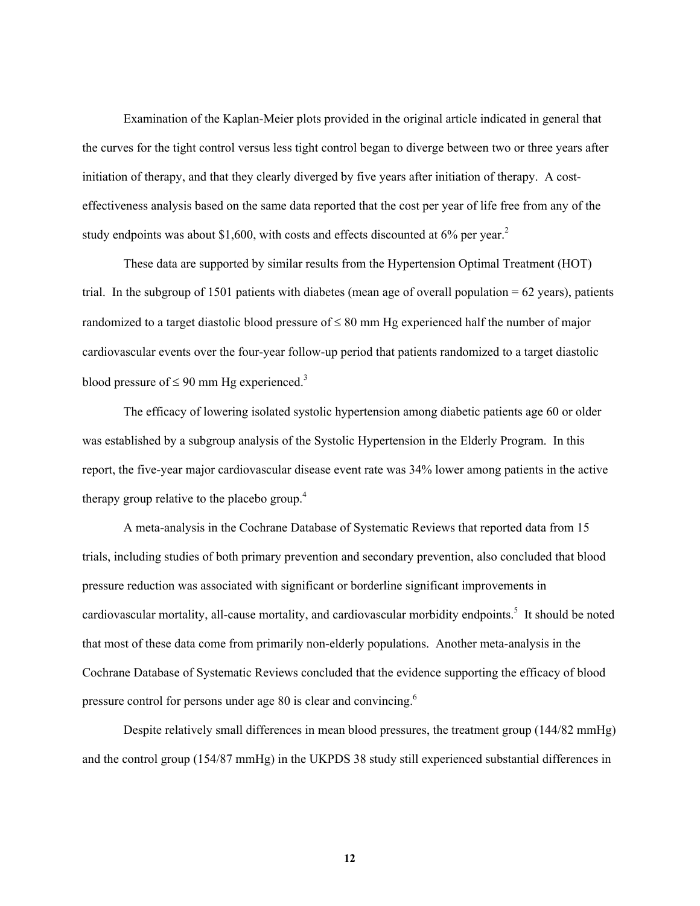Examination of the Kaplan-Meier plots provided in the original article indicated in general that the curves for the tight control versus less tight control began to diverge between two or three years after initiation of therapy, and that they clearly diverged by five years after initiation of therapy. A cost-effectiveness analysis based on the same data reported that the cost per year of life free from any of the study endpoints was about $1,600, with costs and effects discounted at 6% per year.[2]

These data are supported by similar results from the Hypertension Optimal Treatment (HOT) trial. In the subgroup of 1501 patients with diabetes (mean age of overall population = 62 years), patients randomized to a target diastolic blood pressure of ≤ 80 mm Hg experienced half the number of major cardiovascular events over the four-year follow-up period that patients randomized to a target diastolic blood pressure of ≤ 90 mm Hg experienced.[3]

The efficacy of lowering isolated systolic hypertension among diabetic patients age 60 or older was established by a subgroup analysis of the Systolic Hypertension in the Elderly Program. In this report, the five-year major cardiovascular disease event rate was 34% lower among patients in the active therapy group relative to the placebo group.[4]

A meta-analysis in the Cochrane Database of Systematic Reviews that reported data from 15 trials, including studies of both primary prevention and secondary prevention, also concluded that blood pressure reduction was associated with significant or borderline significant improvements in cardiovascular mortality, all-cause mortality, and cardiovascular morbidity endpoints.[5] It should be noted that most of these data come from primarily non-elderly populations. Another meta-analysis in the Cochrane Database of Systematic Reviews concluded that the evidence supporting the efficacy of blood pressure control for persons under age 80 is clear and convincing.[6]

Despite relatively small differences in mean blood pressures, the treatment group (144/82 mmHg) and the control group (154/87 mmHg) in the UKPDS 38 study still experienced substantial differences in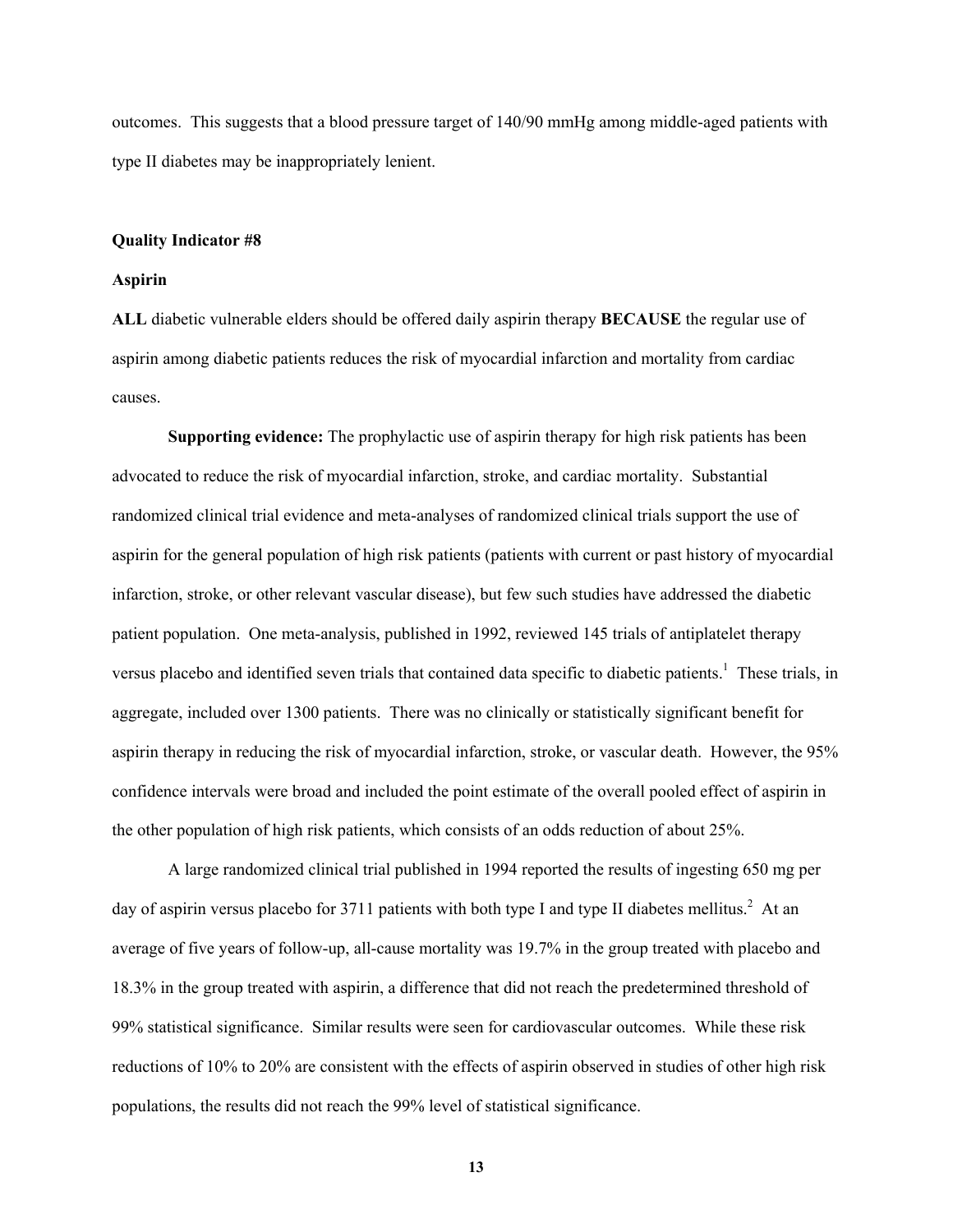outcomes. This suggests that a blood pressure target of 140/90 mmHg among middle-aged patients with type II diabetes may be inappropriately lenient.

**Quality Indicator #8**

**Aspirin**

**ALL** diabetic vulnerable elders should be offered daily aspirin therapy **BECAUSE** the regular use of aspirin among diabetic patients reduces the risk of myocardial infarction and mortality from cardiac causes.

**Supporting evidence:** The prophylactic use of aspirin therapy for high risk patients has been advocated to reduce the risk of myocardial infarction, stroke, and cardiac mortality. Substantial randomized clinical trial evidence and meta-analyses of randomized clinical trials support the use of aspirin for the general population of high risk patients (patients with current or past history of myocardial infarction, stroke, or other relevant vascular disease), but few such studies have addressed the diabetic patient population. One meta-analysis, published in 1992, reviewed 145 trials of antiplatelet therapy versus placebo and identified seven trials that contained data specific to diabetic patients.[1] These trials, in aggregate, included over 1300 patients. There was no clinically or statistically significant benefit for aspirin therapy in reducing the risk of myocardial infarction, stroke, or vascular death. However, the 95% confidence intervals were broad and included the point estimate of the overall pooled effect of aspirin in the other population of high risk patients, which consists of an odds reduction of about 25%.

A large randomized clinical trial published in 1994 reported the results of ingesting 650 mg per day of aspirin versus placebo for 3711 patients with both type I and type II diabetes mellitus.[2] At an average of five years of follow-up, all-cause mortality was 19.7% in the group treated with placebo and 18.3% in the group treated with aspirin, a difference that did not reach the predetermined threshold of 99% statistical significance. Similar results were seen for cardiovascular outcomes. While these risk reductions of 10% to 20% are consistent with the effects of aspirin observed in studies of other high risk populations, the results did not reach the 99% level of statistical significance.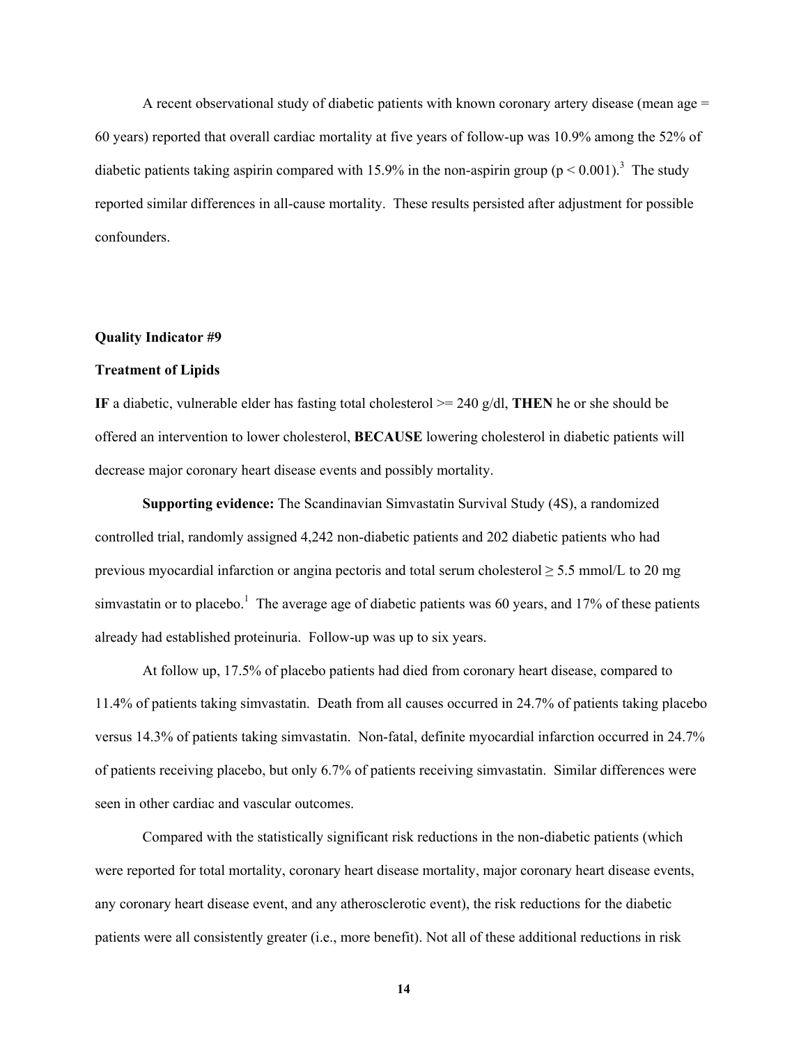A recent observational study of diabetic patients with known coronary artery disease (mean age = 60 years) reported that overall cardiac mortality at five years of follow-up was 10.9% among the 52% of diabetic patients taking aspirin compared with 15.9% in the non-aspirin group ($p < 0.001$).[3] The study reported similar differences in all-cause mortality. These results persisted after adjustment for possible confounders.

**Quality Indicator #9**

**Treatment of Lipids**

**IF** a diabetic, vulnerable elder has fasting total cholesterol >= 240 g/dl, **THEN** he or she should be offered an intervention to lower cholesterol, **BECAUSE** lowering cholesterol in diabetic patients will decrease major coronary heart disease events and possibly mortality.

**Supporting evidence:** The Scandinavian Simvastatin Survival Study (4S), a randomized controlled trial, randomly assigned 4,242 non-diabetic patients and 202 diabetic patients who had previous myocardial infarction or angina pectoris and total serum cholesterol ≥ 5.5 mmol/L to 20 mg simvastatin or to placebo.[1] The average age of diabetic patients was 60 years, and 17% of these patients already had established proteinuria. Follow-up was up to six years.

At follow up, 17.5% of placebo patients had died from coronary heart disease, compared to 11.4% of patients taking simvastatin. Death from all causes occurred in 24.7% of patients taking placebo versus 14.3% of patients taking simvastatin. Non-fatal, definite myocardial infarction occurred in 24.7% of patients receiving placebo, but only 6.7% of patients receiving simvastatin. Similar differences were seen in other cardiac and vascular outcomes.

Compared with the statistically significant risk reductions in the non-diabetic patients (which were reported for total mortality, coronary heart disease mortality, major coronary heart disease events, any coronary heart disease event, and any atherosclerotic event), the risk reductions for the diabetic patients were all consistently greater (i.e., more benefit). Not all of these additional reductions in risk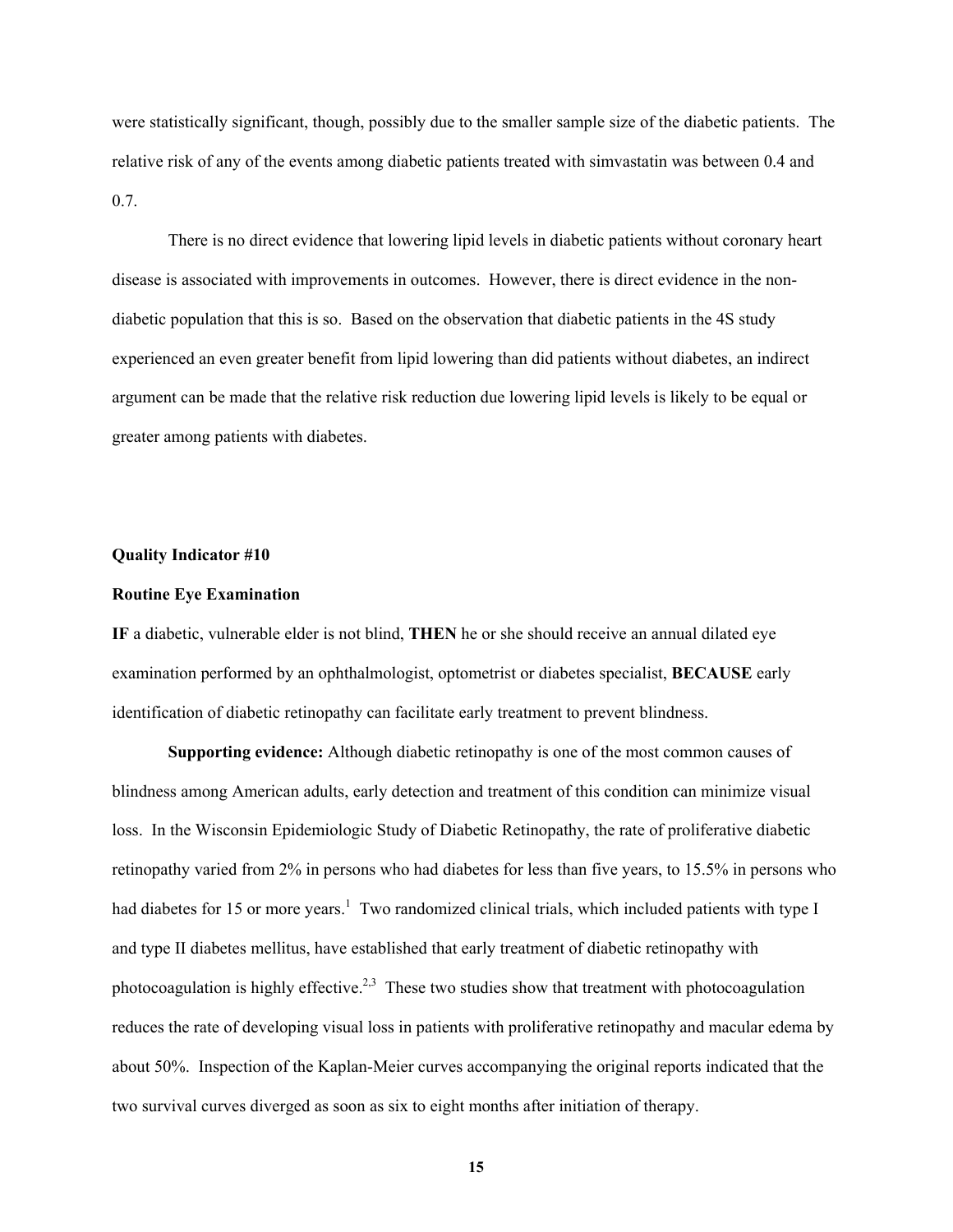were statistically significant, though, possibly due to the smaller sample size of the diabetic patients. The relative risk of any of the events among diabetic patients treated with simvastatin was between 0.4 and 0.7.

There is no direct evidence that lowering lipid levels in diabetic patients without coronary heart disease is associated with improvements in outcomes. However, there is direct evidence in the non-diabetic population that this is so. Based on the observation that diabetic patients in the 4S study experienced an even greater benefit from lipid lowering than did patients without diabetes, an indirect argument can be made that the relative risk reduction due lowering lipid levels is likely to be equal or greater among patients with diabetes.

**Quality Indicator #10**

**Routine Eye Examination**

**IF** a diabetic, vulnerable elder is not blind, **THEN** he or she should receive an annual dilated eye examination performed by an ophthalmologist, optometrist or diabetes specialist, **BECAUSE** early identification of diabetic retinopathy can facilitate early treatment to prevent blindness.

**Supporting evidence:** Although diabetic retinopathy is one of the most common causes of blindness among American adults, early detection and treatment of this condition can minimize visual loss. In the Wisconsin Epidemiologic Study of Diabetic Retinopathy, the rate of proliferative diabetic retinopathy varied from 2% in persons who had diabetes for less than five years, to 15.5% in persons who had diabetes for 15 or more years.[1] Two randomized clinical trials, which included patients with type I and type II diabetes mellitus, have established that early treatment of diabetic retinopathy with photocoagulation is highly effective.[2,3] These two studies show that treatment with photocoagulation reduces the rate of developing visual loss in patients with proliferative retinopathy and macular edema by about 50%. Inspection of the Kaplan-Meier curves accompanying the original reports indicated that the two survival curves diverged as soon as six to eight months after initiation of therapy.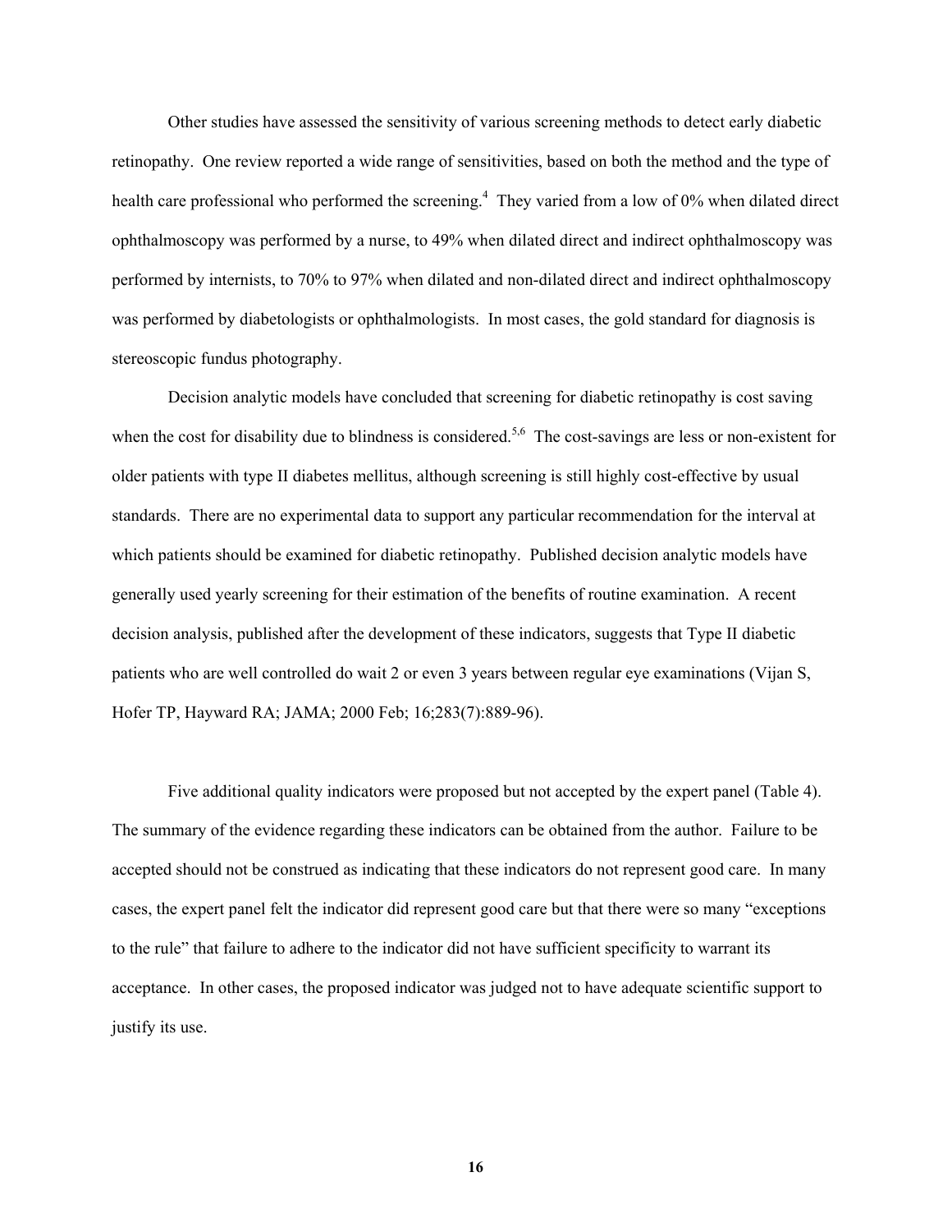Other studies have assessed the sensitivity of various screening methods to detect early diabetic retinopathy. One review reported a wide range of sensitivities, based on both the method and the type of health care professional who performed the screening.[4] They varied from a low of 0% when dilated direct ophthalmoscopy was performed by a nurse, to 49% when dilated direct and indirect ophthalmoscopy was performed by internists, to 70% to 97% when dilated and non-dilated direct and indirect ophthalmoscopy was performed by diabetologists or ophthalmologists. In most cases, the gold standard for diagnosis is stereoscopic fundus photography.

Decision analytic models have concluded that screening for diabetic retinopathy is cost saving when the cost for disability due to blindness is considered.[5,6] The cost-savings are less or non-existent for older patients with type II diabetes mellitus, although screening is still highly cost-effective by usual standards. There are no experimental data to support any particular recommendation for the interval at which patients should be examined for diabetic retinopathy. Published decision analytic models have generally used yearly screening for their estimation of the benefits of routine examination. A recent decision analysis, published after the development of these indicators, suggests that Type II diabetic patients who are well controlled do wait 2 or even 3 years between regular eye examinations (Vijan S, Hofer TP, Hayward RA; JAMA; 2000 Feb; 16;283(7):889-96).

Five additional quality indicators were proposed but not accepted by the expert panel (Table 4). The summary of the evidence regarding these indicators can be obtained from the author. Failure to be accepted should not be construed as indicating that these indicators do not represent good care. In many cases, the expert panel felt the indicator did represent good care but that there were so many "exceptions to the rule" that failure to adhere to the indicator did not have sufficient specificity to warrant its acceptance. In other cases, the proposed indicator was judged not to have adequate scientific support to justify its use.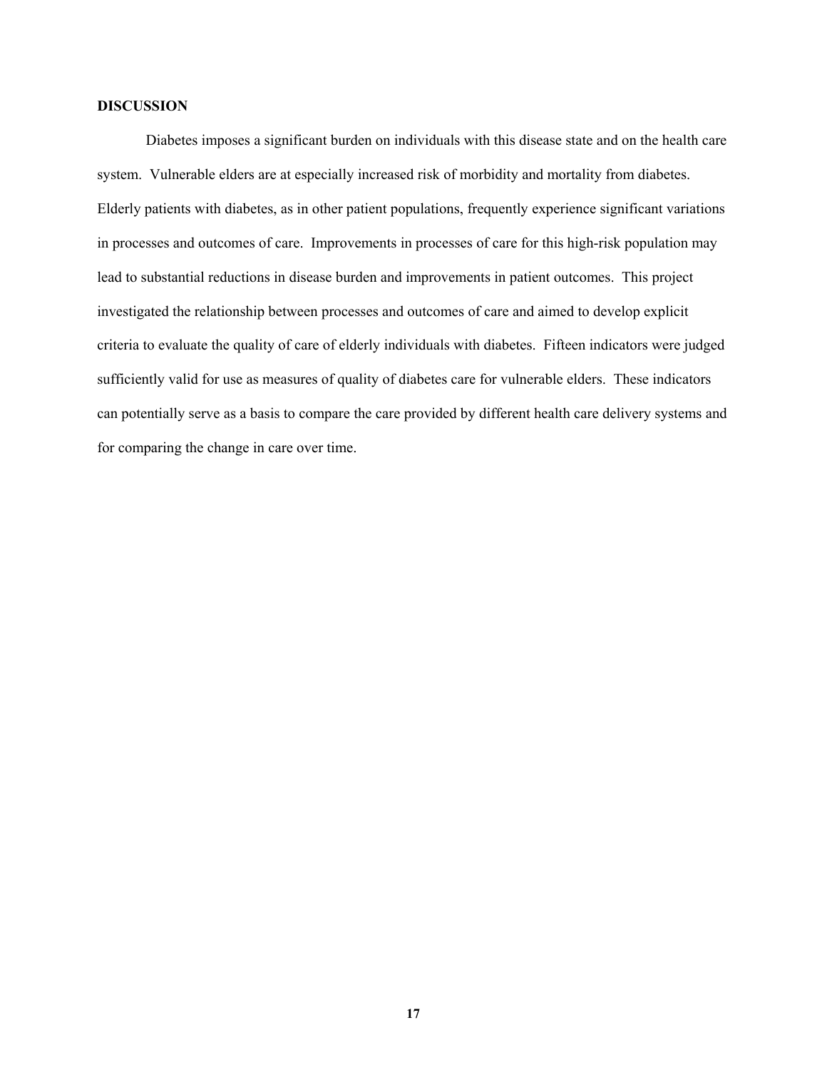**DISCUSSION**

Diabetes imposes a significant burden on individuals with this disease state and on the health care system. Vulnerable elders are at especially increased risk of morbidity and mortality from diabetes. Elderly patients with diabetes, as in other patient populations, frequently experience significant variations in processes and outcomes of care. Improvements in processes of care for this high-risk population may lead to substantial reductions in disease burden and improvements in patient outcomes. This project investigated the relationship between processes and outcomes of care and aimed to develop explicit criteria to evaluate the quality of care of elderly individuals with diabetes. Fifteen indicators were judged sufficiently valid for use as measures of quality of diabetes care for vulnerable elders. These indicators can potentially serve as a basis to compare the care provided by different health care delivery systems and for comparing the change in care over time.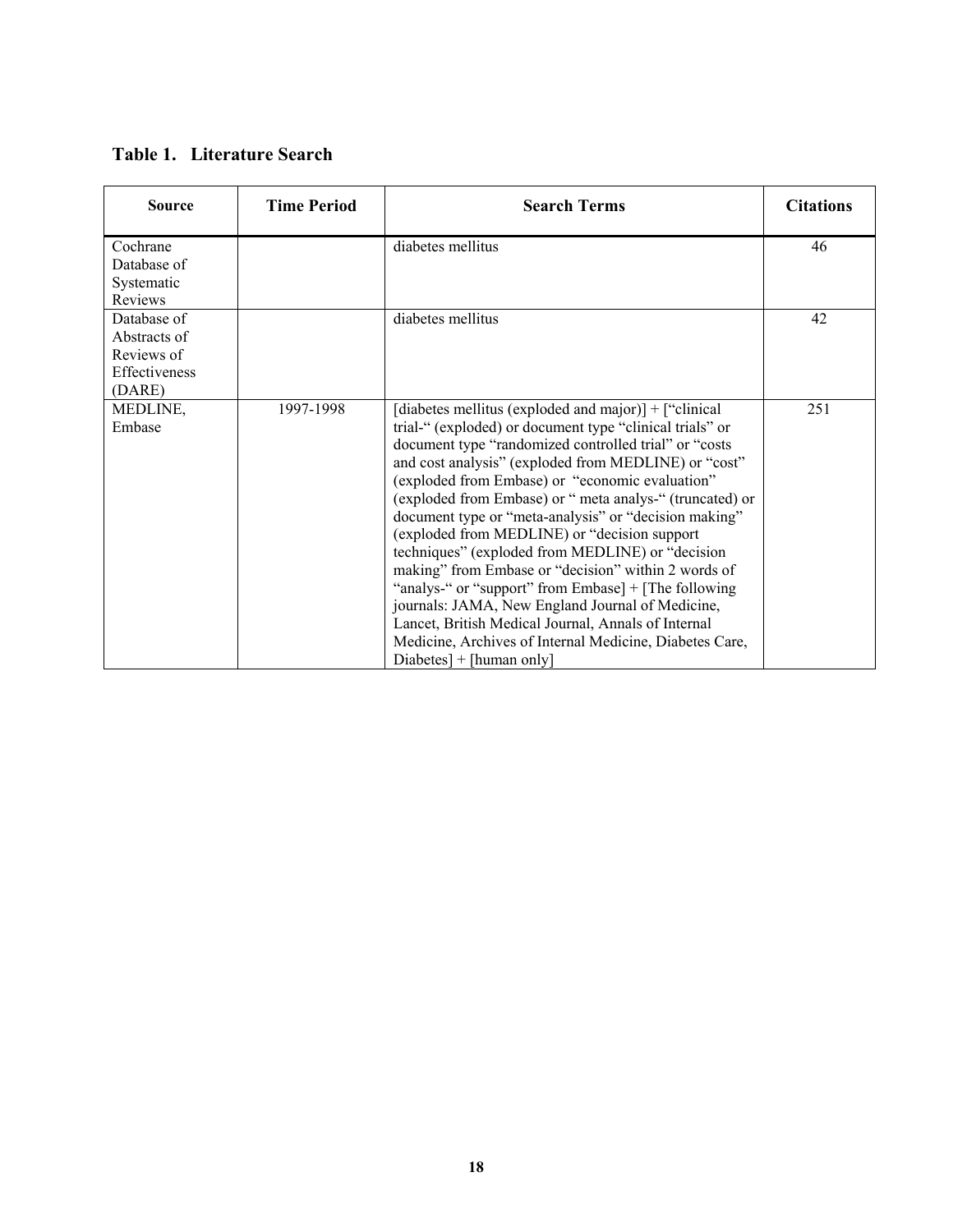**Table 1. Literature Search**

| Source | Time Period | Search Terms | Citations |
|---|---|---|---|
| Cochrane Database of Systematic Reviews | | diabetes mellitus | 46 |
| Database of Abstracts of Reviews of Effectiveness (DARE) | | diabetes mellitus | 42 |
| MEDLINE, Embase | 1997-1998 | [diabetes mellitus (exploded and major)] + ["clinical trial-" (exploded) or document type "clinical trials" or document type "randomized controlled trial" or "costs and cost analysis" (exploded from MEDLINE) or "cost" (exploded from Embase) or "economic evaluation" (exploded from Embase) or " meta analys-" (truncated) or document type or "meta-analysis" or "decision making" (exploded from MEDLINE) or "decision support techniques" (exploded from MEDLINE) or "decision making" from Embase or "decision" within 2 words of "analys-" or "support" from Embase] + [The following journals: JAMA, New England Journal of Medicine, Lancet, British Medical Journal, Annals of Internal Medicine, Archives of Internal Medicine, Diabetes Care, Diabetes] + [human only] | 251 |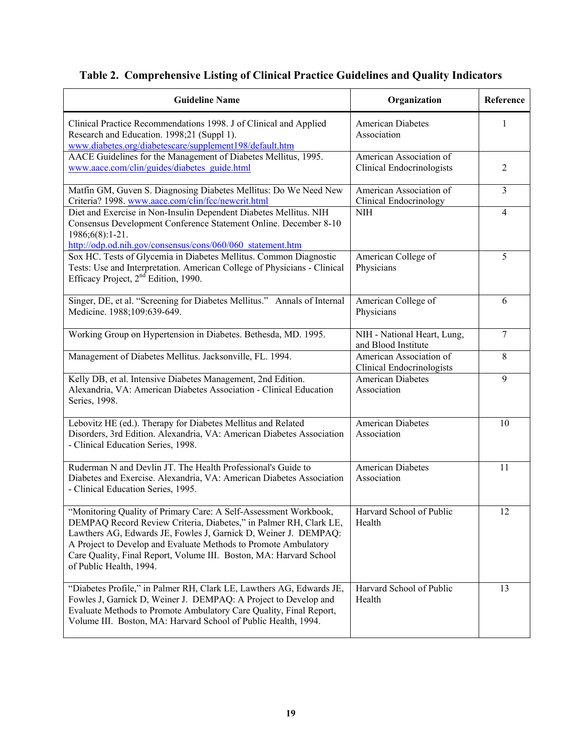**Table 2. Comprehensive Listing of Clinical Practice Guidelines and Quality Indicators**

| Guideline Name | Organization | Reference |
|---|---|---|
| Clinical Practice Recommendations 1998. J of Clinical and Applied Research and Education. 1998;21 (Suppl 1). www.diabetes.org/diabetescare/supplement198/default.htm | American Diabetes Association | 1 |
| AACE Guidelines for the Management of Diabetes Mellitus, 1995. www.aace.com/clin/guides/diabetes_guide.html | American Association of Clinical Endocrinologists | 2 |
| Matfin GM, Guven S. Diagnosing Diabetes Mellitus: Do We Need New Criteria? 1998. www.aace.com/clin/fcc/newcrit.html | American Association of Clinical Endocrinology | 3 |
| Diet and Exercise in Non-Insulin Dependent Diabetes Mellitus. NIH Consensus Development Conference Statement Online. December 8-10 1986;6(8):1-21. http://odp.od.nih.gov/consensus/cons/060/060_statement.htm | NIH | 4 |
| Sox HC. Tests of Glycemia in Diabetes Mellitus. Common Diagnostic Tests: Use and Interpretation. American College of Physicians - Clinical Efficacy Project, 2nd Edition, 1990. | American College of Physicians | 5 |
| Singer, DE, et al. "Screening for Diabetes Mellitus." Annals of Internal Medicine. 1988;109:639-649. | American College of Physicians | 6 |
| Working Group on Hypertension in Diabetes. Bethesda, MD. 1995. | NIH - National Heart, Lung, and Blood Institute | 7 |
| Management of Diabetes Mellitus. Jacksonville, FL. 1994. | American Association of Clinical Endocrinologists | 8 |
| Kelly DB, et al. Intensive Diabetes Management, 2nd Edition. Alexandria, VA: American Diabetes Association - Clinical Education Series, 1998. | American Diabetes Association | 9 |
| Lebovitz HE (ed.). Therapy for Diabetes Mellitus and Related Disorders, 3rd Edition. Alexandria, VA: American Diabetes Association - Clinical Education Series, 1998. | American Diabetes Association | 10 |
| Ruderman N and Devlin JT. The Health Professional's Guide to Diabetes and Exercise. Alexandria, VA: American Diabetes Association - Clinical Education Series, 1995. | American Diabetes Association | 11 |
| "Monitoring Quality of Primary Care: A Self-Assessment Workbook, DEMPAQ Record Review Criteria, Diabetes," in Palmer RH, Clark LE, Lawthers AG, Edwards JE, Fowles J, Garnick D, Weiner J. DEMPAQ: A Project to Develop and Evaluate Methods to Promote Ambulatory Care Quality, Final Report, Volume III. Boston, MA: Harvard School of Public Health, 1994. | Harvard School of Public Health | 12 |
| "Diabetes Profile," in Palmer RH, Clark LE, Lawthers AG, Edwards JE, Fowles J, Garnick D, Weiner J. DEMPAQ: A Project to Develop and Evaluate Methods to Promote Ambulatory Care Quality, Final Report, Volume III. Boston, MA: Harvard School of Public Health, 1994. | Harvard School of Public Health | 13 |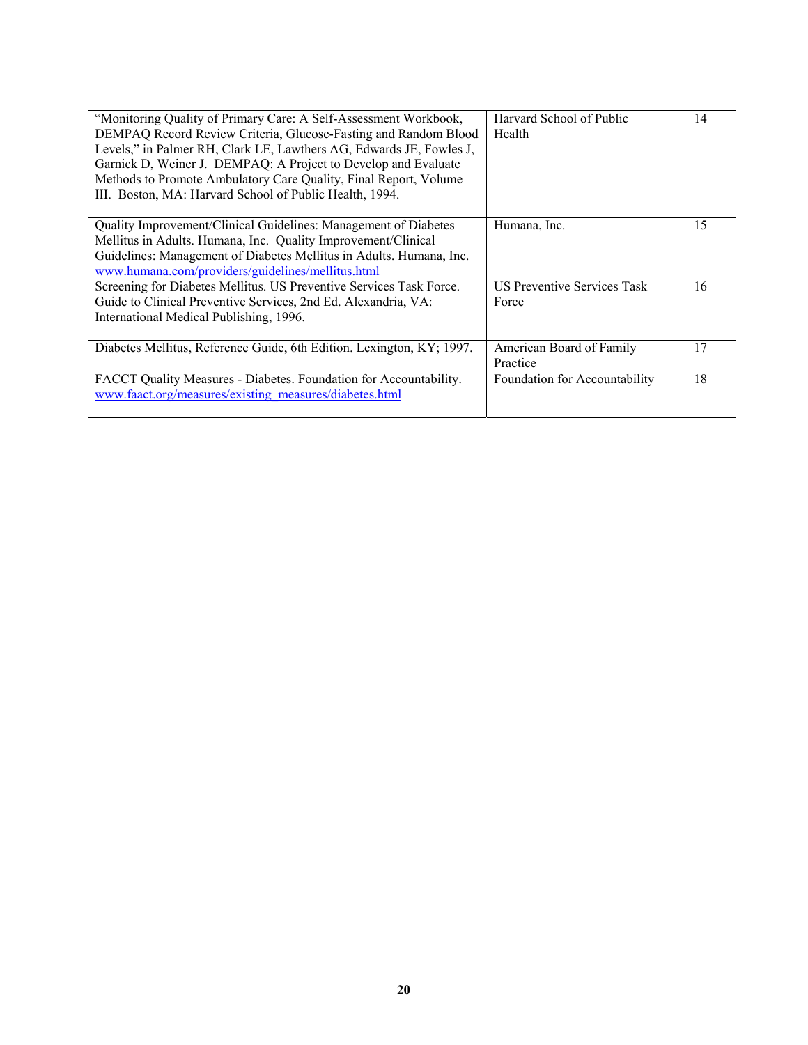| | | |
|---|---|---|
| "Monitoring Quality of Primary Care: A Self-Assessment Workbook, DEMPAQ Record Review Criteria, Glucose-Fasting and Random Blood Levels," in Palmer RH, Clark LE, Lawthers AG, Edwards JE, Fowles J, Garnick D, Weiner J. DEMPAQ: A Project to Develop and Evaluate Methods to Promote Ambulatory Care Quality, Final Report, Volume III. Boston, MA: Harvard School of Public Health, 1994. | Harvard School of Public Health | 14 |
| Quality Improvement/Clinical Guidelines: Management of Diabetes Mellitus in Adults. Humana, Inc. Quality Improvement/Clinical Guidelines: Management of Diabetes Mellitus in Adults. Humana, Inc. www.humana.com/providers/guidelines/mellitus.html | Humana, Inc. | 15 |
| Screening for Diabetes Mellitus. US Preventive Services Task Force. Guide to Clinical Preventive Services, 2nd Ed. Alexandria, VA: International Medical Publishing, 1996. | US Preventive Services Task Force | 16 |
| Diabetes Mellitus, Reference Guide, 6th Edition. Lexington, KY; 1997. | American Board of Family Practice | 17 |
| FACCT Quality Measures - Diabetes. Foundation for Accountability. www.faact.org/measures/existing_measures/diabetes.html | Foundation for Accountability | 18 |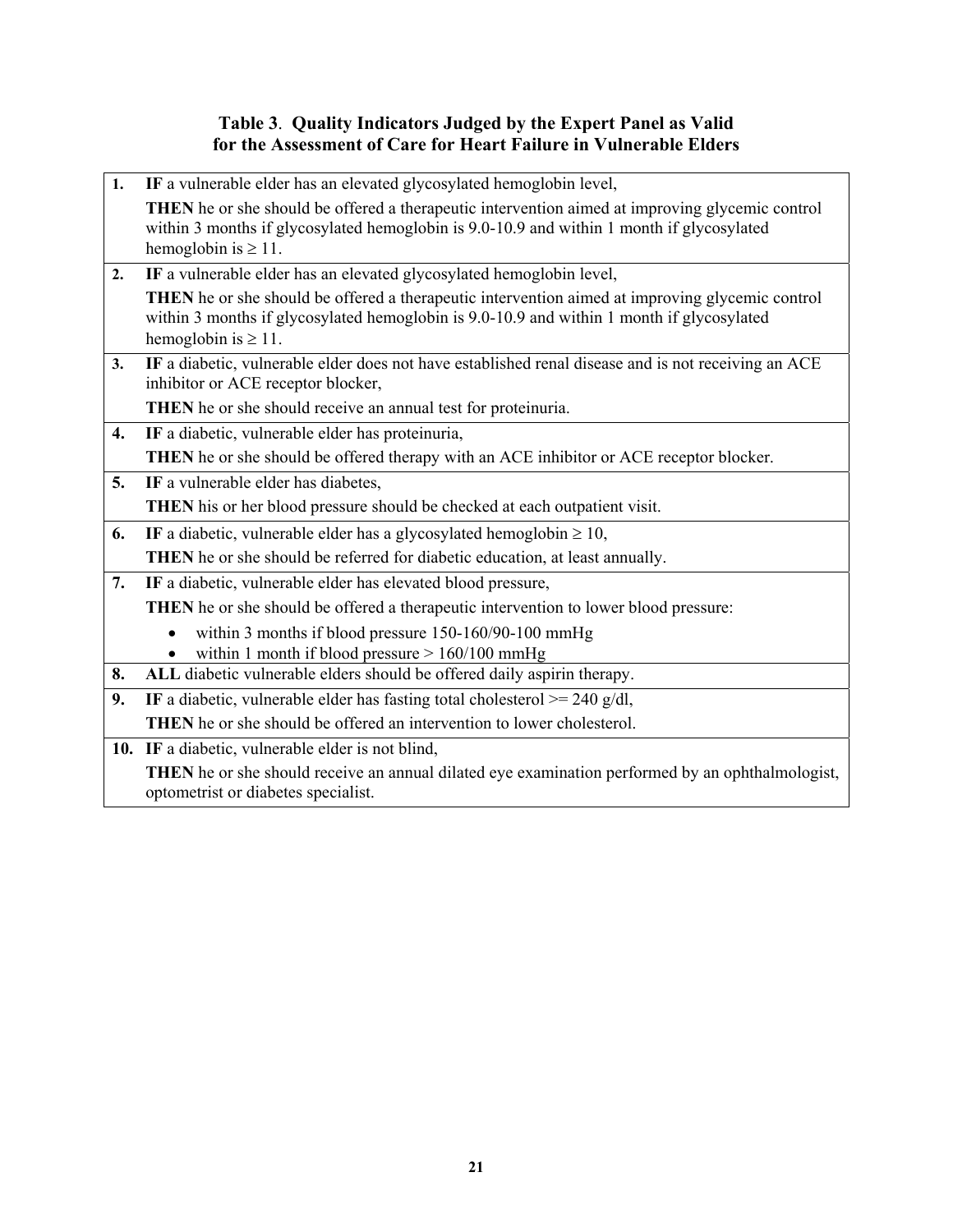**Table 3. Quality Indicators Judged by the Expert Panel as Valid for the Assessment of Care for Heart Failure in Vulnerable Elders**

| | |
|---|---|
| **1.** | **IF** a vulnerable elder has an elevated glycosylated hemoglobin level,<br>**THEN** he or she should be offered a therapeutic intervention aimed at improving glycemic control within 3 months if glycosylated hemoglobin is 9.0-10.9 and within 1 month if glycosylated hemoglobin is ≥ 11. |
| **2.** | **IF** a vulnerable elder has an elevated glycosylated hemoglobin level,<br>**THEN** he or she should be offered a therapeutic intervention aimed at improving glycemic control within 3 months if glycosylated hemoglobin is 9.0-10.9 and within 1 month if glycosylated hemoglobin is ≥ 11. |
| **3.** | **IF** a diabetic, vulnerable elder does not have established renal disease and is not receiving an ACE inhibitor or ACE receptor blocker,<br>**THEN** he or she should receive an annual test for proteinuria. |
| **4.** | **IF** a diabetic, vulnerable elder has proteinuria,<br>**THEN** he or she should be offered therapy with an ACE inhibitor or ACE receptor blocker. |
| **5.** | **IF** a vulnerable elder has diabetes,<br>**THEN** his or her blood pressure should be checked at each outpatient visit. |
| **6.** | **IF** a diabetic, vulnerable elder has a glycosylated hemoglobin ≥ 10,<br>**THEN** he or she should be referred for diabetic education, at least annually. |
| **7.** | **IF** a diabetic, vulnerable elder has elevated blood pressure,<br>**THEN** he or she should be offered a therapeutic intervention to lower blood pressure:<br>• within 3 months if blood pressure 150-160/90-100 mmHg<br>• within 1 month if blood pressure > 160/100 mmHg |
| **8.** | **ALL** diabetic vulnerable elders should be offered daily aspirin therapy. |
| **9.** | **IF** a diabetic, vulnerable elder has fasting total cholesterol >= 240 g/dl,<br>**THEN** he or she should be offered an intervention to lower cholesterol. |
| **10.** | **IF** a diabetic, vulnerable elder is not blind,<br>**THEN** he or she should receive an annual dilated eye examination performed by an ophthalmologist, optometrist or diabetes specialist. |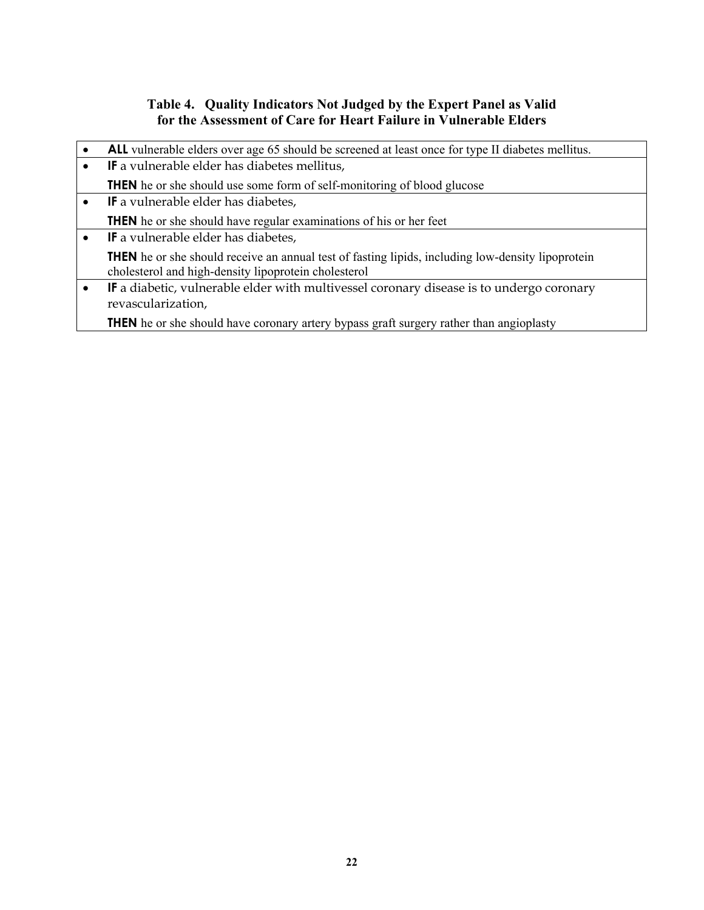**Table 4. Quality Indicators Not Judged by the Expert Panel as Valid for the Assessment of Care for Heart Failure in Vulnerable Elders**

- **ALL** vulnerable elders over age 65 should be screened at least once for type II diabetes mellitus.
- **IF** a vulnerable elder has diabetes mellitus,

  **THEN** he or she should use some form of self-monitoring of blood glucose
- **IF** a vulnerable elder has diabetes,

  **THEN** he or she should have regular examinations of his or her feet
- **IF** a vulnerable elder has diabetes,

  **THEN** he or she should receive an annual test of fasting lipids, including low-density lipoprotein cholesterol and high-density lipoprotein cholesterol
- **IF** a diabetic, vulnerable elder with multivessel coronary disease is to undergo coronary revascularization,

  **THEN** he or she should have coronary artery bypass graft surgery rather than angioplasty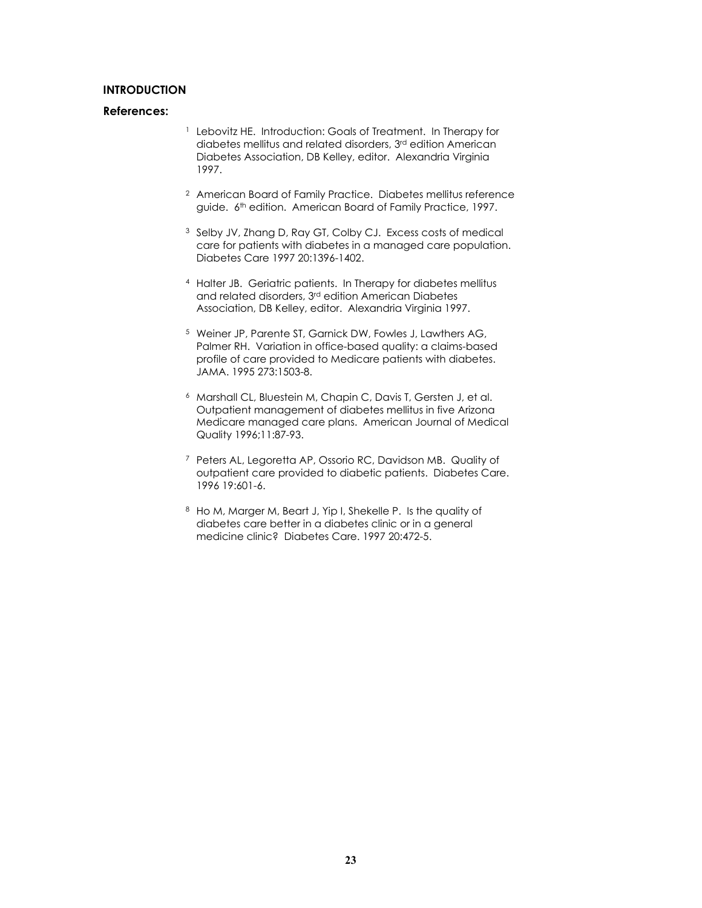**INTRODUCTION**

**References:**

[1] Lebovitz HE. Introduction: Goals of Treatment. In Therapy for diabetes mellitus and related disorders, 3rd edition American Diabetes Association, DB Kelley, editor. Alexandria Virginia 1997.

[2] American Board of Family Practice. Diabetes mellitus reference guide. 6th edition. American Board of Family Practice, 1997.

[3] Selby JV, Zhang D, Ray GT, Colby CJ. Excess costs of medical care for patients with diabetes in a managed care population. Diabetes Care 1997 20:1396-1402.

[4] Halter JB. Geriatric patients. In Therapy for diabetes mellitus and related disorders, 3rd edition American Diabetes Association, DB Kelley, editor. Alexandria Virginia 1997.

[5] Weiner JP, Parente ST, Garnick DW, Fowles J, Lawthers AG, Palmer RH. Variation in office-based quality: a claims-based profile of care provided to Medicare patients with diabetes. JAMA. 1995 273:1503-8.

[6] Marshall CL, Bluestein M, Chapin C, Davis T, Gersten J, et al. Outpatient management of diabetes mellitus in five Arizona Medicare managed care plans. American Journal of Medical Quality 1996;11:87-93.

[7] Peters AL, Legoretta AP, Ossorio RC, Davidson MB. Quality of outpatient care provided to diabetic patients. Diabetes Care. 1996 19:601-6.

[8] Ho M, Marger M, Beart J, Yip I, Shekelle P. Is the quality of diabetes care better in a diabetes clinic or in a general medicine clinic? Diabetes Care. 1997 20:472-5.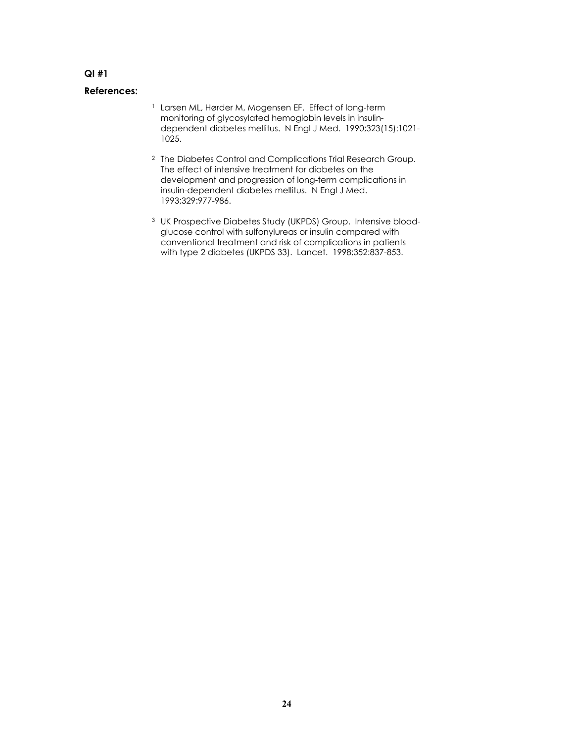**QI #1**

**References:**

[1] Larsen ML, Hørder M, Mogensen EF. Effect of long-term monitoring of glycosylated hemoglobin levels in insulin-dependent diabetes mellitus. N Engl J Med. 1990;323(15):1021-1025.

[2] The Diabetes Control and Complications Trial Research Group. The effect of intensive treatment for diabetes on the development and progression of long-term complications in insulin-dependent diabetes mellitus. N Engl J Med. 1993;329:977-986.

[3] UK Prospective Diabetes Study (UKPDS) Group. Intensive blood-glucose control with sulfonylureas or insulin compared with conventional treatment and risk of complications in patients with type 2 diabetes (UKPDS 33). Lancet. 1998;352:837-853.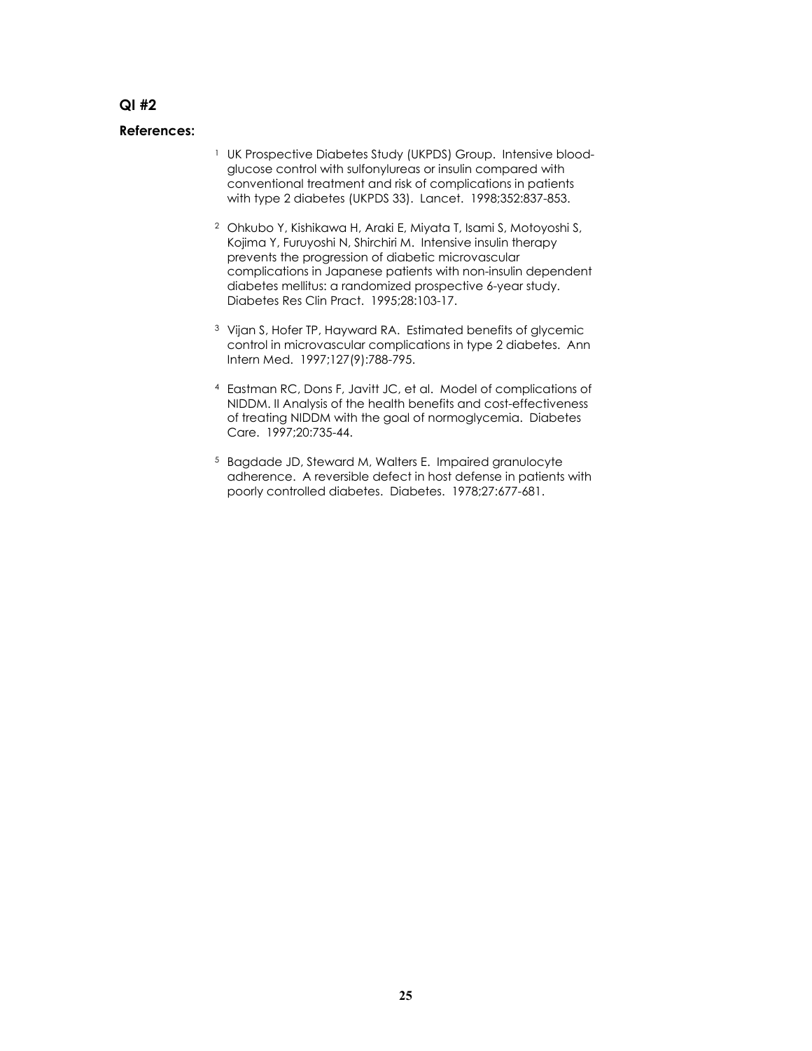## QI #2

**References:**

[1] UK Prospective Diabetes Study (UKPDS) Group. Intensive blood-glucose control with sulfonylureas or insulin compared with conventional treatment and risk of complications in patients with type 2 diabetes (UKPDS 33). Lancet. 1998;352:837-853.

[2] Ohkubo Y, Kishikawa H, Araki E, Miyata T, Isami S, Motoyoshi S, Kojima Y, Furuyoshi N, Shirchiri M. Intensive insulin therapy prevents the progression of diabetic microvascular complications in Japanese patients with non-insulin dependent diabetes mellitus: a randomized prospective 6-year study. Diabetes Res Clin Pract. 1995;28:103-17.

[3] Vijan S, Hofer TP, Hayward RA. Estimated benefits of glycemic control in microvascular complications in type 2 diabetes. Ann Intern Med. 1997;127(9):788-795.

[4] Eastman RC, Dons F, Javitt JC, et al. Model of complications of NIDDM. II Analysis of the health benefits and cost-effectiveness of treating NIDDM with the goal of normoglycemia. Diabetes Care. 1997;20:735-44.

[5] Bagdade JD, Steward M, Walters E. Impaired granulocyte adherence. A reversible defect in host defense in patients with poorly controlled diabetes. Diabetes. 1978;27:677-681.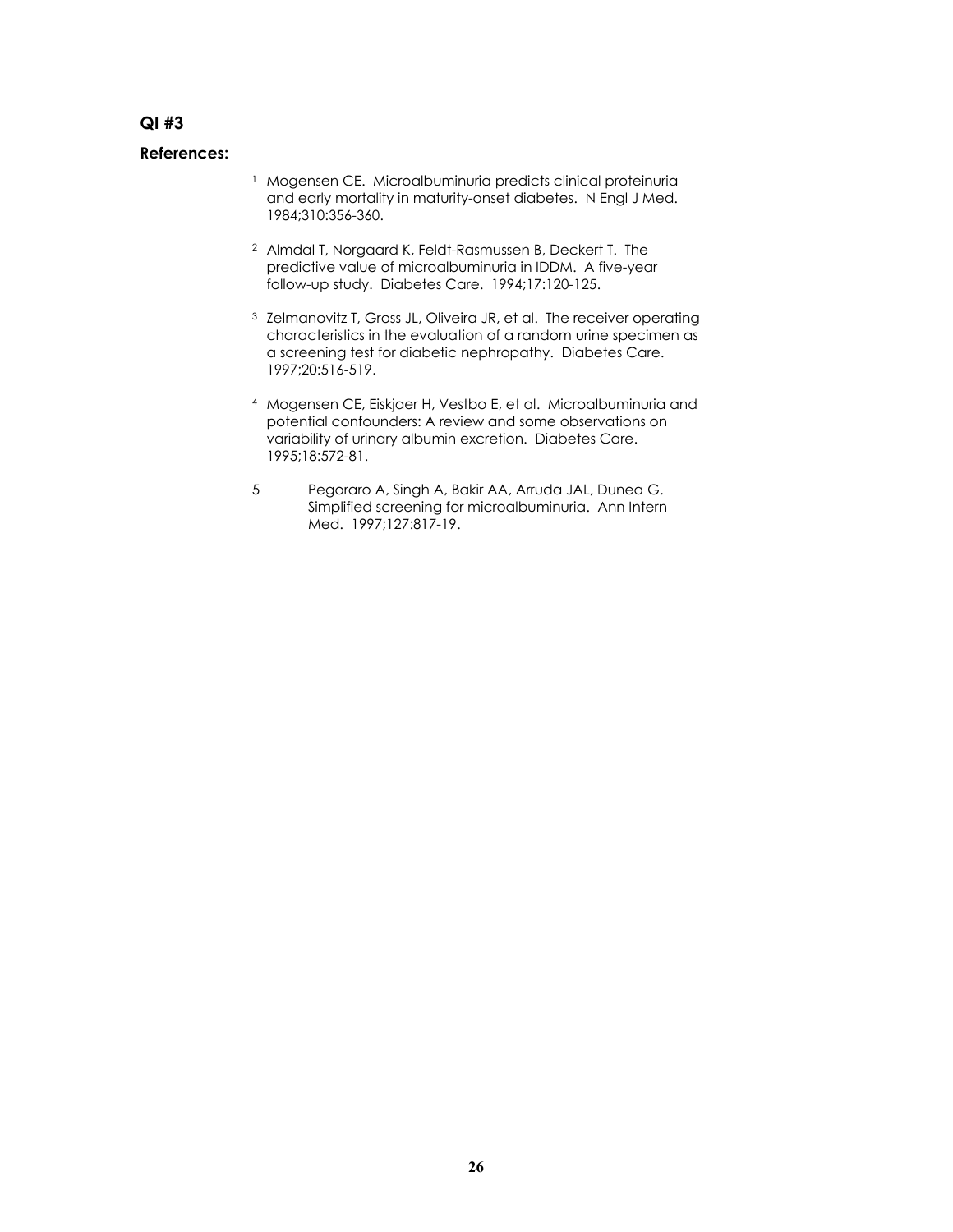## QI #3

### References:

1. Mogensen CE. Microalbuminuria predicts clinical proteinuria and early mortality in maturity-onset diabetes. N Engl J Med. 1984;310:356-360.

2. Almdal T, Norgaard K, Feldt-Rasmussen B, Deckert T. The predictive value of microalbuminuria in IDDM. A five-year follow-up study. Diabetes Care. 1994;17:120-125.

3. Zelmanovitz T, Gross JL, Oliveira JR, et al. The receiver operating characteristics in the evaluation of a random urine specimen as a screening test for diabetic nephropathy. Diabetes Care. 1997;20:516-519.

4. Mogensen CE, Eiskjaer H, Vestbo E, et al. Microalbuminuria and potential confounders: A review and some observations on variability of urinary albumin excretion. Diabetes Care. 1995;18:572-81.

5. Pegoraro A, Singh A, Bakir AA, Arruda JAL, Dunea G. Simplified screening for microalbuminuria. Ann Intern Med. 1997;127:817-19.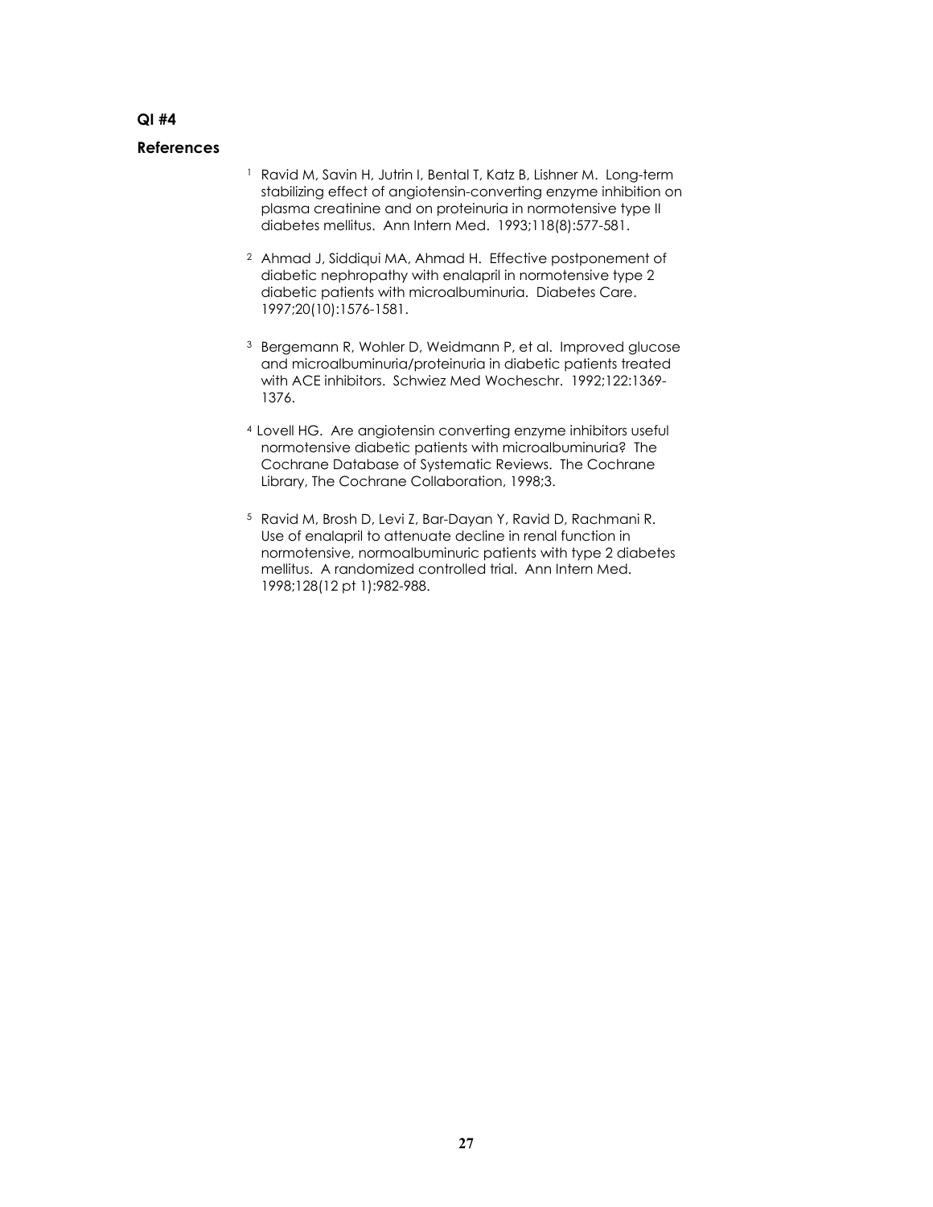**QI #4**

**References**

[1] Ravid M, Savin H, Jutrin I, Bental T, Katz B, Lishner M. Long-term stabilizing effect of angiotensin-converting enzyme inhibition on plasma creatinine and on proteinuria in normotensive type II diabetes mellitus. Ann Intern Med. 1993;118(8):577-581.

[2] Ahmad J, Siddiqui MA, Ahmad H. Effective postponement of diabetic nephropathy with enalapril in normotensive type 2 diabetic patients with microalbuminuria. Diabetes Care. 1997;20(10):1576-1581.

[3] Bergemann R, Wohler D, Weidmann P, et al. Improved glucose and microalbuminuria/proteinuria in diabetic patients treated with ACE inhibitors. Schwiez Med Wocheschr. 1992;122:1369-1376.

[4] Lovell HG. Are angiotensin converting enzyme inhibitors useful normotensive diabetic patients with microalbuminuria? The Cochrane Database of Systematic Reviews. The Cochrane Library, The Cochrane Collaboration, 1998;3.

[5] Ravid M, Brosh D, Levi Z, Bar-Dayan Y, Ravid D, Rachmani R. Use of enalapril to attenuate decline in renal function in normotensive, normoalbuminuric patients with type 2 diabetes mellitus. A randomized controlled trial. Ann Intern Med. 1998;128(12 pt 1):982-988.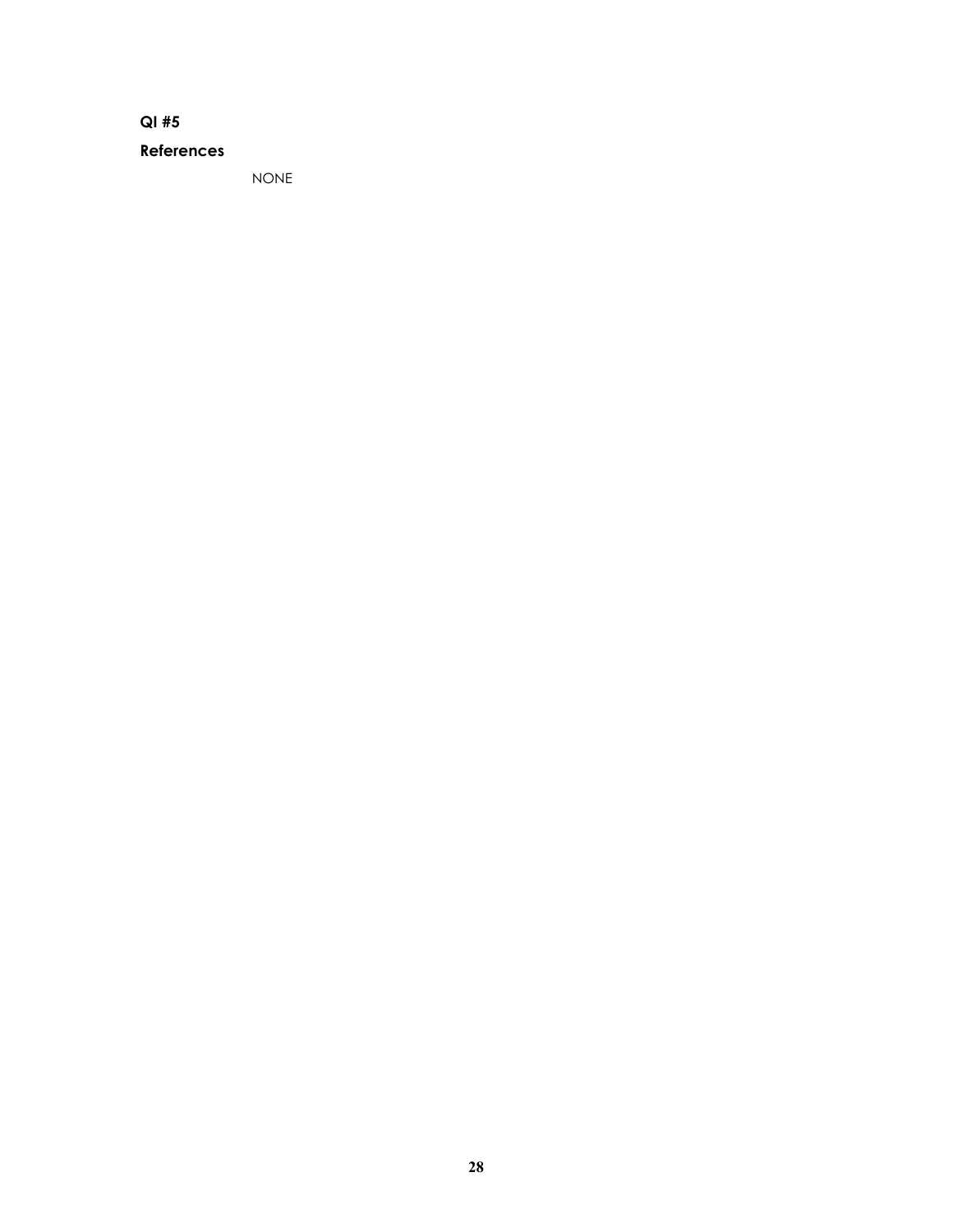**QI #5**

**References**

NONE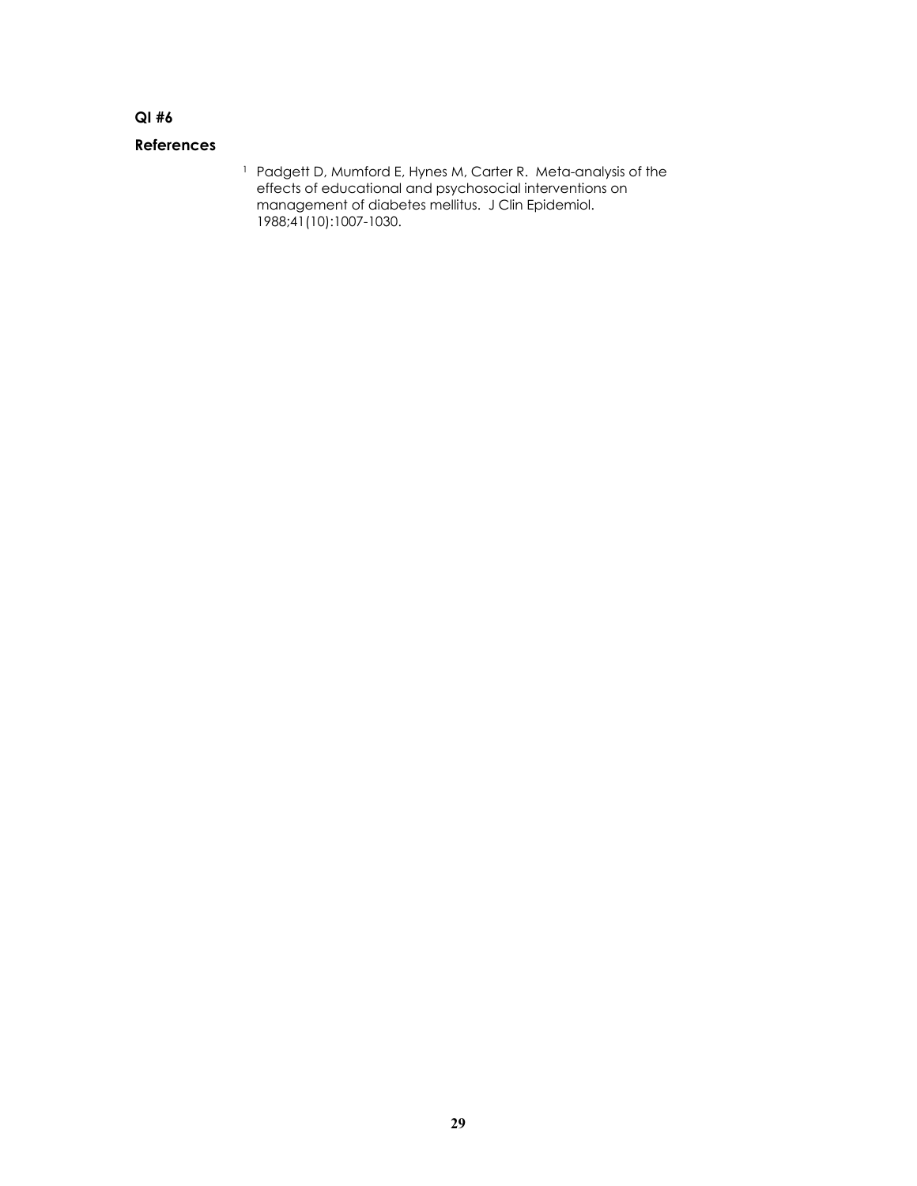**QI #6**

**References**

[1] Padgett D, Mumford E, Hynes M, Carter R. Meta-analysis of the effects of educational and psychosocial interventions on management of diabetes mellitus. J Clin Epidemiol. 1988;41(10):1007-1030.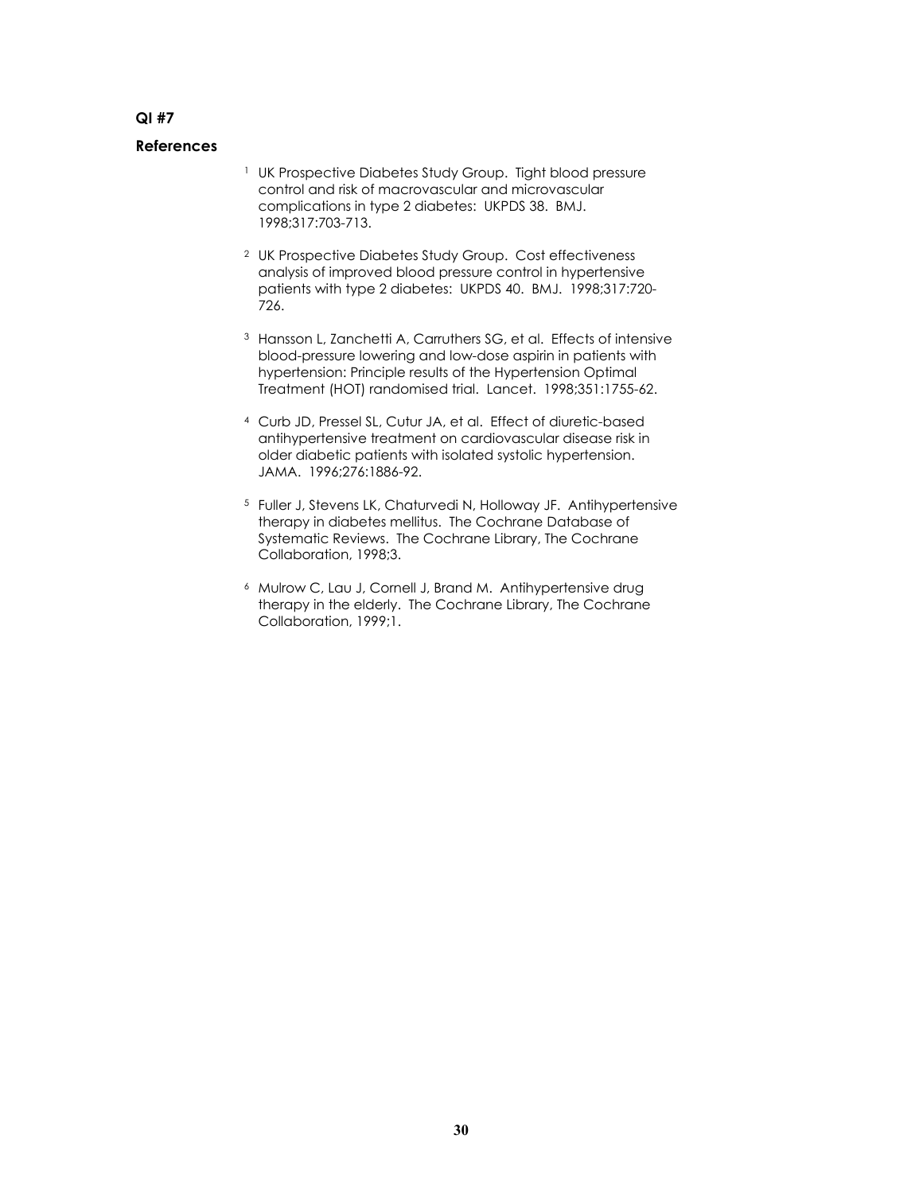**QI #7**

**References**

[1] UK Prospective Diabetes Study Group. Tight blood pressure control and risk of macrovascular and microvascular complications in type 2 diabetes: UKPDS 38. BMJ. 1998;317:703-713.

[2] UK Prospective Diabetes Study Group. Cost effectiveness analysis of improved blood pressure control in hypertensive patients with type 2 diabetes: UKPDS 40. BMJ. 1998;317:720-726.

[3] Hansson L, Zanchetti A, Carruthers SG, et al. Effects of intensive blood-pressure lowering and low-dose aspirin in patients with hypertension: Principle results of the Hypertension Optimal Treatment (HOT) randomised trial. Lancet. 1998;351:1755-62.

[4] Curb JD, Pressel SL, Cutur JA, et al. Effect of diuretic-based antihypertensive treatment on cardiovascular disease risk in older diabetic patients with isolated systolic hypertension. JAMA. 1996;276:1886-92.

[5] Fuller J, Stevens LK, Chaturvedi N, Holloway JF. Antihypertensive therapy in diabetes mellitus. The Cochrane Database of Systematic Reviews. The Cochrane Library, The Cochrane Collaboration, 1998;3.

[6] Mulrow C, Lau J, Cornell J, Brand M. Antihypertensive drug therapy in the elderly. The Cochrane Library, The Cochrane Collaboration, 1999;1.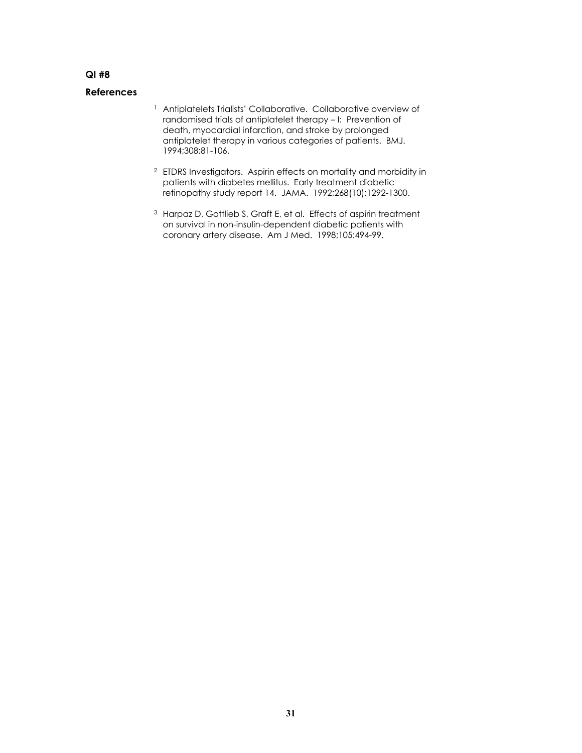**QI #8**

**References**

[1] Antiplatelets Trialists' Collaborative. Collaborative overview of randomised trials of antiplatelet therapy – I: Prevention of death, myocardial infarction, and stroke by prolonged antiplatelet therapy in various categories of patients. BMJ. 1994;308:81-106.

[2] ETDRS Investigators. Aspirin effects on mortality and morbidity in patients with diabetes mellitus. Early treatment diabetic retinopathy study report 14. JAMA. 1992;268(10):1292-1300.

[3] Harpaz D, Gottlieb S, Graft E, et al. Effects of aspirin treatment on survival in non-insulin-dependent diabetic patients with coronary artery disease. Am J Med. 1998;105:494-99.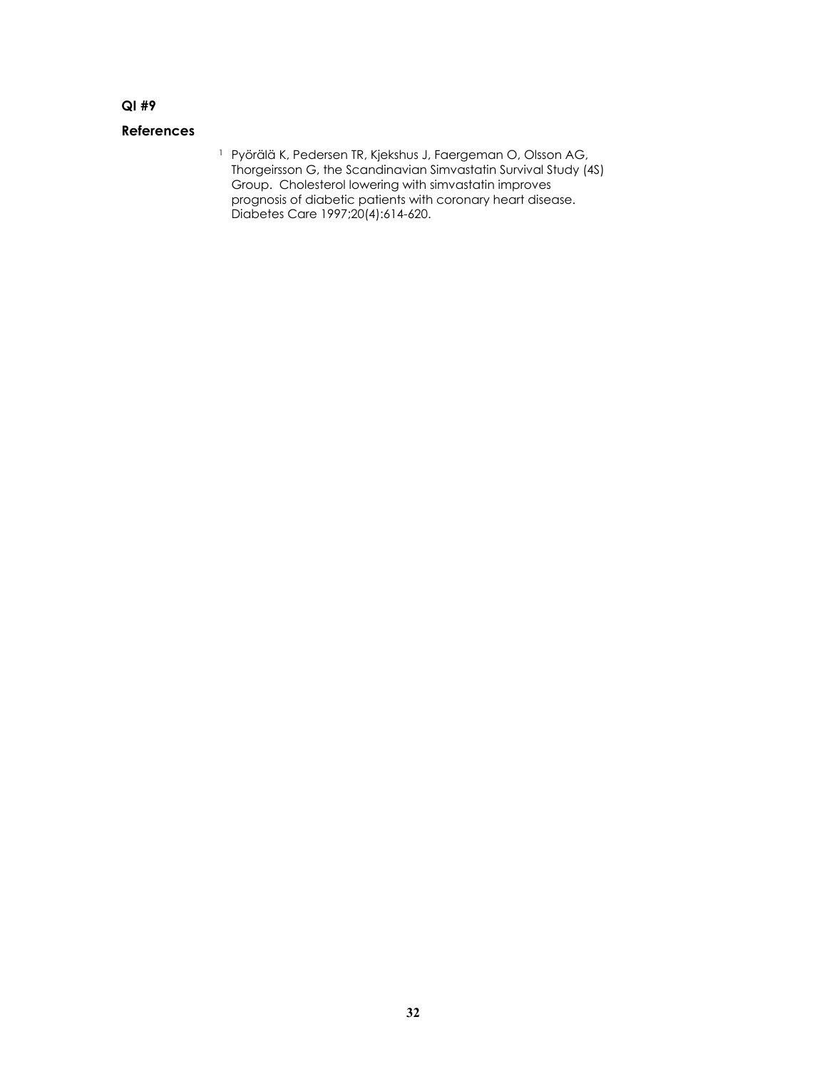**QI #9**

**References**

[1] Pyörälä K, Pedersen TR, Kjekshus J, Faergeman O, Olsson AG, Thorgeirsson G, the Scandinavian Simvastatin Survival Study (4S) Group. Cholesterol lowering with simvastatin improves prognosis of diabetic patients with coronary heart disease. Diabetes Care 1997;20(4):614-620.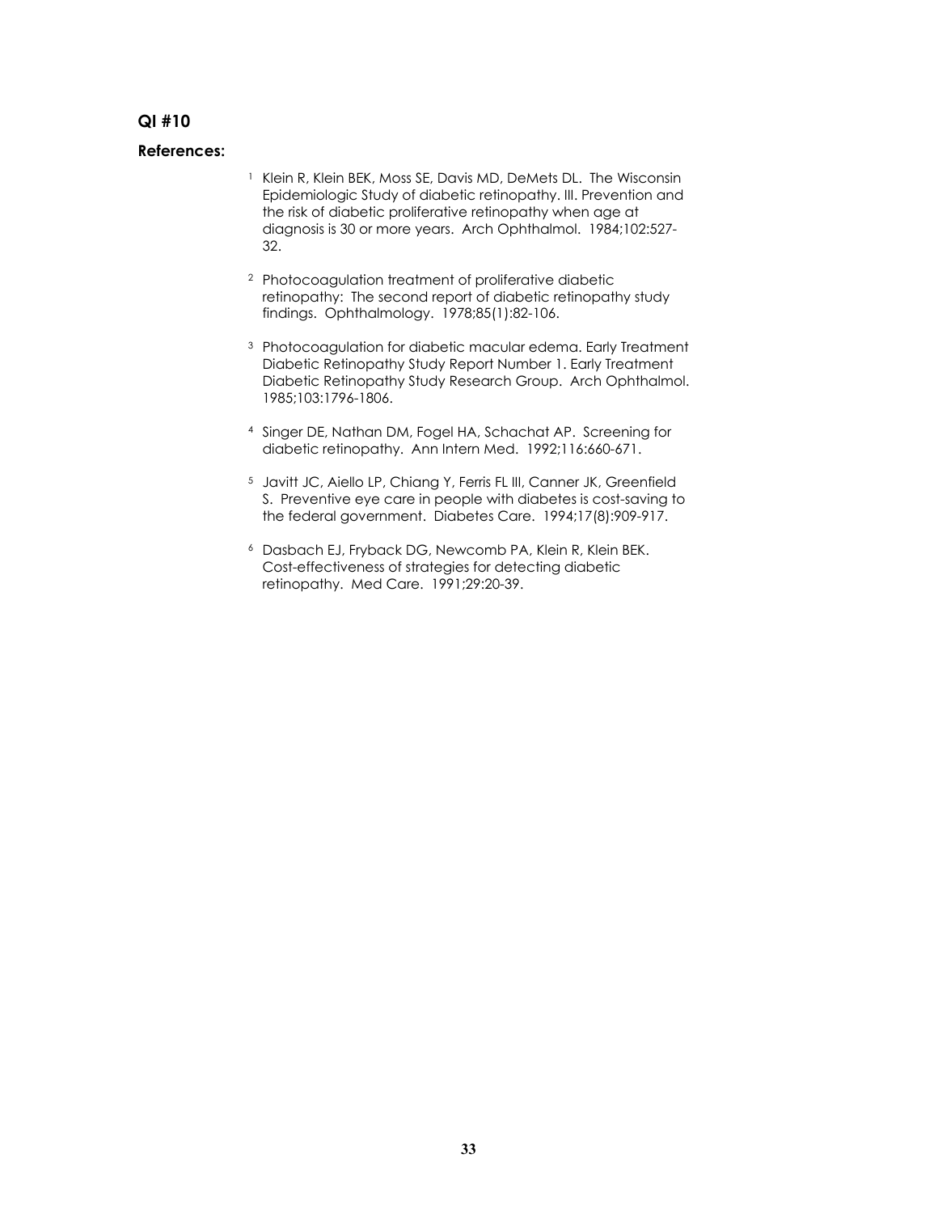**QI #10**

**References:**

[1] Klein R, Klein BEK, Moss SE, Davis MD, DeMets DL. The Wisconsin Epidemiologic Study of diabetic retinopathy. III. Prevention and the risk of diabetic proliferative retinopathy when age at diagnosis is 30 or more years. Arch Ophthalmol. 1984;102:527-32.

[2] Photocoagulation treatment of proliferative diabetic retinopathy: The second report of diabetic retinopathy study findings. Ophthalmology. 1978;85(1):82-106.

[3] Photocoagulation for diabetic macular edema. Early Treatment Diabetic Retinopathy Study Report Number 1. Early Treatment Diabetic Retinopathy Study Research Group. Arch Ophthalmol. 1985;103:1796-1806.

[4] Singer DE, Nathan DM, Fogel HA, Schachat AP. Screening for diabetic retinopathy. Ann Intern Med. 1992;116:660-671.

[5] Javitt JC, Aiello LP, Chiang Y, Ferris FL III, Canner JK, Greenfield S. Preventive eye care in people with diabetes is cost-saving to the federal government. Diabetes Care. 1994;17(8):909-917.

[6] Dasbach EJ, Fryback DG, Newcomb PA, Klein R, Klein BEK. Cost-effectiveness of strategies for detecting diabetic retinopathy. Med Care. 1991;29:20-39.